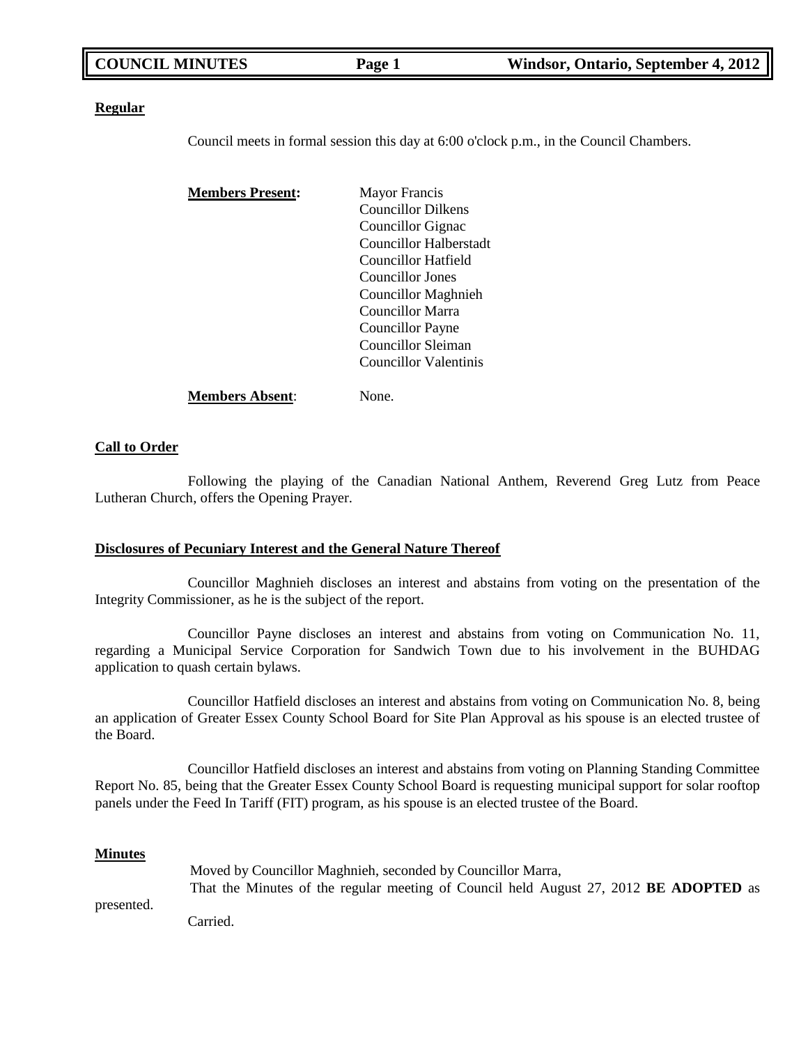**Regular**

Council meets in formal session this day at 6:00 o'clock p.m., in the Council Chambers.

**Members Present:**

Mayor Francis
Councillor Dilkens
Councillor Gignac
Councillor Halberstadt
Councillor Hatfield
Councillor Jones
Councillor Maghnieh
Councillor Marra
Councillor Payne
Councillor Sleiman
Councillor Valentinis

**Members Absent**: None.

**Call to Order**

Following the playing of the Canadian National Anthem, Reverend Greg Lutz from Peace Lutheran Church, offers the Opening Prayer.

**Disclosures of Pecuniary Interest and the General Nature Thereof**

Councillor Maghnieh discloses an interest and abstains from voting on the presentation of the Integrity Commissioner, as he is the subject of the report.

Councillor Payne discloses an interest and abstains from voting on Communication No. 11, regarding a Municipal Service Corporation for Sandwich Town due to his involvement in the BUHDAG application to quash certain bylaws.

Councillor Hatfield discloses an interest and abstains from voting on Communication No. 8, being an application of Greater Essex County School Board for Site Plan Approval as his spouse is an elected trustee of the Board.

Councillor Hatfield discloses an interest and abstains from voting on Planning Standing Committee Report No. 85, being that the Greater Essex County School Board is requesting municipal support for solar rooftop panels under the Feed In Tariff (FIT) program, as his spouse is an elected trustee of the Board.

**Minutes**

Moved by Councillor Maghnieh, seconded by Councillor Marra,
That the Minutes of the regular meeting of Council held August 27, 2012 **BE ADOPTED** as presented.
Carried.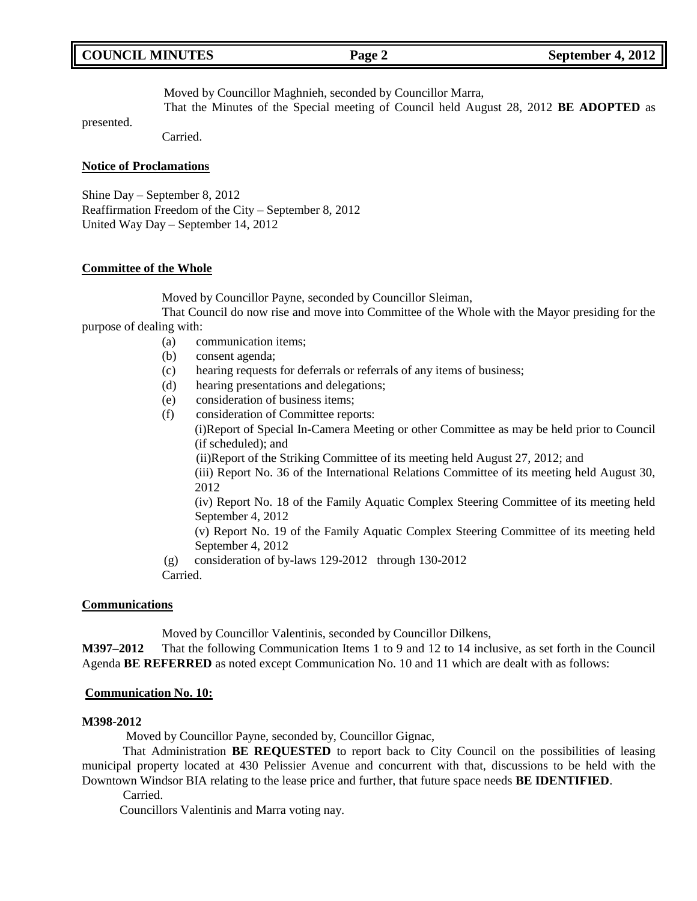Moved by Councillor Maghnieh, seconded by Councillor Marra,

That the Minutes of the Special meeting of Council held August 28, 2012 **BE ADOPTED** as presented.

Carried.

**Notice of Proclamations**

Shine Day – September 8, 2012
Reaffirmation Freedom of the City – September 8, 2012
United Way Day – September 14, 2012

**Committee of the Whole**

Moved by Councillor Payne, seconded by Councillor Sleiman,

That Council do now rise and move into Committee of the Whole with the Mayor presiding for the purpose of dealing with:

- (a) communication items;
- (b) consent agenda;
- (c) hearing requests for deferrals or referrals of any items of business;
- (d) hearing presentations and delegations;
- (e) consideration of business items;
- (f) consideration of Committee reports:
  - (i)Report of Special In-Camera Meeting or other Committee as may be held prior to Council (if scheduled); and
  - (ii)Report of the Striking Committee of its meeting held August 27, 2012; and
  - (iii) Report No. 36 of the International Relations Committee of its meeting held August 30, 2012
  - (iv) Report No. 18 of the Family Aquatic Complex Steering Committee of its meeting held September 4, 2012
  - (v) Report No. 19 of the Family Aquatic Complex Steering Committee of its meeting held September 4, 2012
- (g) consideration of by-laws 129-2012 through 130-2012

Carried.

**Communications**

Moved by Councillor Valentinis, seconded by Councillor Dilkens,

**M397–2012** That the following Communication Items 1 to 9 and 12 to 14 inclusive, as set forth in the Council Agenda **BE REFERRED** as noted except Communication No. 10 and 11 which are dealt with as follows:

**Communication No. 10:**

**M398-2012**

Moved by Councillor Payne, seconded by, Councillor Gignac,

That Administration **BE REQUESTED** to report back to City Council on the possibilities of leasing municipal property located at 430 Pelissier Avenue and concurrent with that, discussions to be held with the Downtown Windsor BIA relating to the lease price and further, that future space needs **BE IDENTIFIED**.

Carried.

Councillors Valentinis and Marra voting nay.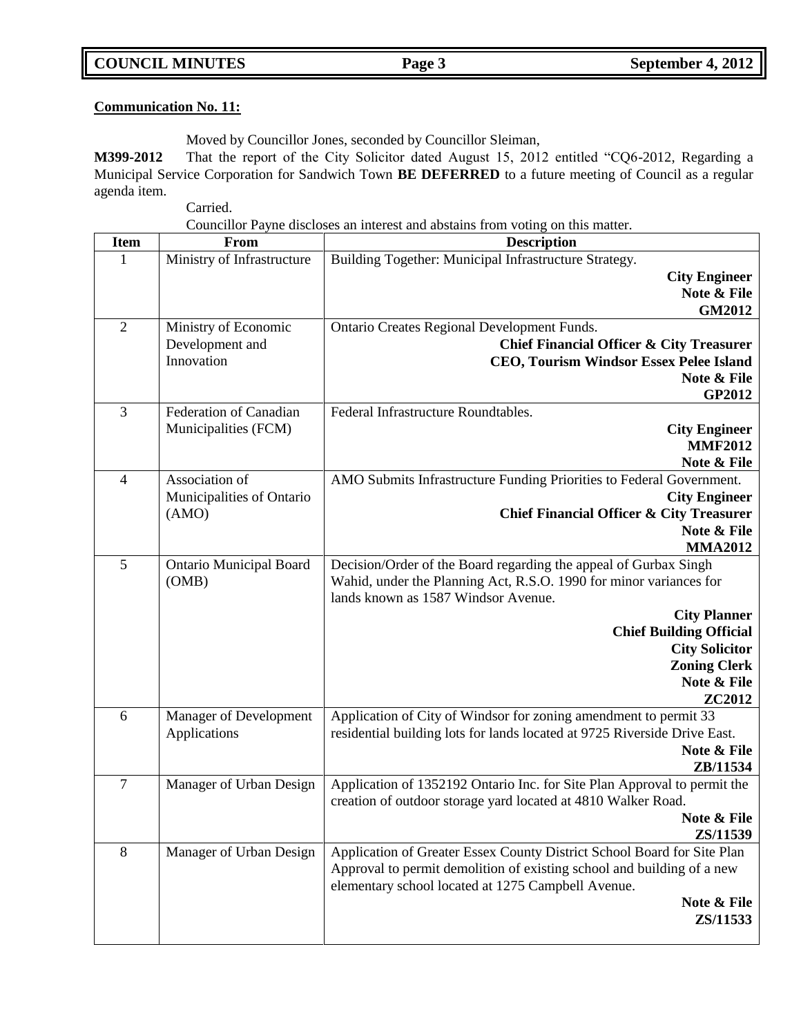**Communication No. 11:**

Moved by Councillor Jones, seconded by Councillor Sleiman,

**M399-2012** That the report of the City Solicitor dated August 15, 2012 entitled "CQ6-2012, Regarding a Municipal Service Corporation for Sandwich Town **BE DEFERRED** to a future meeting of Council as a regular agenda item.

Carried.

Councillor Payne discloses an interest and abstains from voting on this matter.

| Item | From | Description |
|---|---|---|
| 1 | Ministry of Infrastructure | Building Together: Municipal Infrastructure Strategy. **City Engineer** **Note & File** **GM2012** |
| 2 | Ministry of Economic Development and Innovation | Ontario Creates Regional Development Funds. **Chief Financial Officer & City Treasurer** **CEO, Tourism Windsor Essex Pelee Island** **Note & File** **GP2012** |
| 3 | Federation of Canadian Municipalities (FCM) | Federal Infrastructure Roundtables. **City Engineer** **MMF2012** **Note & File** |
| 4 | Association of Municipalities of Ontario (AMO) | AMO Submits Infrastructure Funding Priorities to Federal Government. **City Engineer** **Chief Financial Officer & City Treasurer** **Note & File** **MMA2012** |
| 5 | Ontario Municipal Board (OMB) | Decision/Order of the Board regarding the appeal of Gurbax Singh Wahid, under the Planning Act, R.S.O. 1990 for minor variances for lands known as 1587 Windsor Avenue. **City Planner** **Chief Building Official** **City Solicitor** **Zoning Clerk** **Note & File** **ZC2012** |
| 6 | Manager of Development Applications | Application of City of Windsor for zoning amendment to permit 33 residential building lots for lands located at 9725 Riverside Drive East. **Note & File** **ZB/11534** |
| 7 | Manager of Urban Design | Application of 1352192 Ontario Inc. for Site Plan Approval to permit the creation of outdoor storage yard located at 4810 Walker Road. **Note & File** **ZS/11539** |
| 8 | Manager of Urban Design | Application of Greater Essex County District School Board for Site Plan Approval to permit demolition of existing school and building of a new elementary school located at 1275 Campbell Avenue. **Note & File** **ZS/11533** |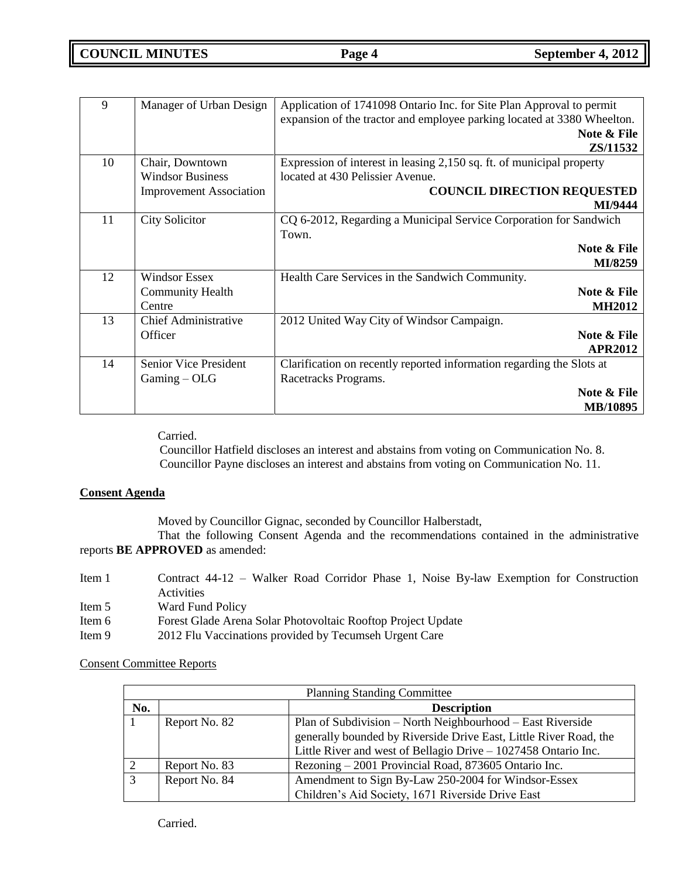| 9 | Manager of Urban Design | Application of 1741098 Ontario Inc. for Site Plan Approval to permit expansion of the tractor and employee parking located at 3380 Wheelton. **Note & File ZS/11532** |
|---|---|---|
| 10 | Chair, Downtown Windsor Business Improvement Association | Expression of interest in leasing 2,150 sq. ft. of municipal property located at 430 Pelissier Avenue. **COUNCIL DIRECTION REQUESTED MI/9444** |
| 11 | City Solicitor | CQ 6-2012, Regarding a Municipal Service Corporation for Sandwich Town. **Note & File MI/8259** |
| 12 | Windsor Essex Community Health Centre | Health Care Services in the Sandwich Community. **Note & File MH2012** |
| 13 | Chief Administrative Officer | 2012 United Way City of Windsor Campaign. **Note & File APR2012** |
| 14 | Senior Vice President Gaming – OLG | Clarification on recently reported information regarding the Slots at Racetracks Programs. **Note & File MB/10895** |

Carried.

Councillor Hatfield discloses an interest and abstains from voting on Communication No. 8.
Councillor Payne discloses an interest and abstains from voting on Communication No. 11.

**Consent Agenda**

Moved by Councillor Gignac, seconded by Councillor Halberstadt,

That the following Consent Agenda and the recommendations contained in the administrative reports **BE APPROVED** as amended:

Item 1 Contract 44-12 – Walker Road Corridor Phase 1, Noise By-law Exemption for Construction Activities
Item 5 Ward Fund Policy
Item 6 Forest Glade Arena Solar Photovoltaic Rooftop Project Update
Item 9 2012 Flu Vaccinations provided by Tecumseh Urgent Care

Consent Committee Reports

| Planning Standing Committee | | |
|---|---|---|
| **No.** | | **Description** |
| 1 | Report No. 82 | Plan of Subdivision – North Neighbourhood – East Riverside generally bounded by Riverside Drive East, Little River Road, the Little River and west of Bellagio Drive – 1027458 Ontario Inc. |
| 2 | Report No. 83 | Rezoning – 2001 Provincial Road, 873605 Ontario Inc. |
| 3 | Report No. 84 | Amendment to Sign By-Law 250-2004 for Windsor-Essex Children's Aid Society, 1671 Riverside Drive East |

Carried.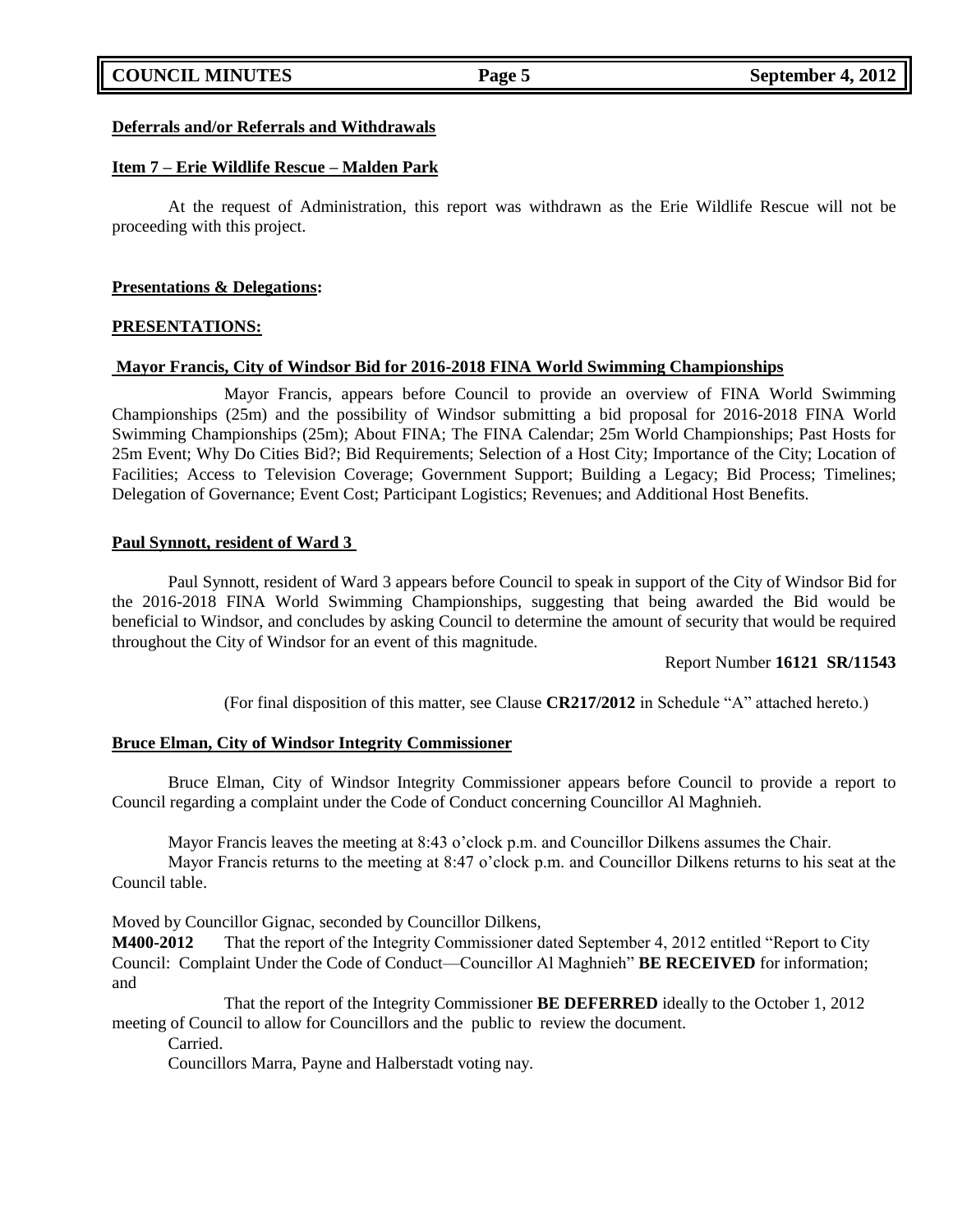**Deferrals and/or Referrals and Withdrawals**

**Item 7 – Erie Wildlife Rescue – Malden Park**

At the request of Administration, this report was withdrawn as the Erie Wildlife Rescue will not be proceeding with this project.

**Presentations & Delegations:**

**PRESENTATIONS:**

**Mayor Francis, City of Windsor Bid for 2016-2018 FINA World Swimming Championships**

Mayor Francis, appears before Council to provide an overview of FINA World Swimming Championships (25m) and the possibility of Windsor submitting a bid proposal for 2016-2018 FINA World Swimming Championships (25m); About FINA; The FINA Calendar; 25m World Championships; Past Hosts for 25m Event; Why Do Cities Bid?; Bid Requirements; Selection of a Host City; Importance of the City; Location of Facilities; Access to Television Coverage; Government Support; Building a Legacy; Bid Process; Timelines; Delegation of Governance; Event Cost; Participant Logistics; Revenues; and Additional Host Benefits.

**Paul Synnott, resident of Ward 3**

Paul Synnott, resident of Ward 3 appears before Council to speak in support of the City of Windsor Bid for the 2016-2018 FINA World Swimming Championships, suggesting that being awarded the Bid would be beneficial to Windsor, and concludes by asking Council to determine the amount of security that would be required throughout the City of Windsor for an event of this magnitude.

Report Number **16121 SR/11543**

(For final disposition of this matter, see Clause **CR217/2012** in Schedule "A" attached hereto.)

**Bruce Elman, City of Windsor Integrity Commissioner**

Bruce Elman, City of Windsor Integrity Commissioner appears before Council to provide a report to Council regarding a complaint under the Code of Conduct concerning Councillor Al Maghnieh.

Mayor Francis leaves the meeting at 8:43 o'clock p.m. and Councillor Dilkens assumes the Chair.

Mayor Francis returns to the meeting at 8:47 o'clock p.m. and Councillor Dilkens returns to his seat at the Council table.

Moved by Councillor Gignac, seconded by Councillor Dilkens,

**M400-2012** That the report of the Integrity Commissioner dated September 4, 2012 entitled "Report to City Council: Complaint Under the Code of Conduct—Councillor Al Maghnieh" **BE RECEIVED** for information; and

That the report of the Integrity Commissioner **BE DEFERRED** ideally to the October 1, 2012 meeting of Council to allow for Councillors and the public to review the document.

Carried.

Councillors Marra, Payne and Halberstadt voting nay.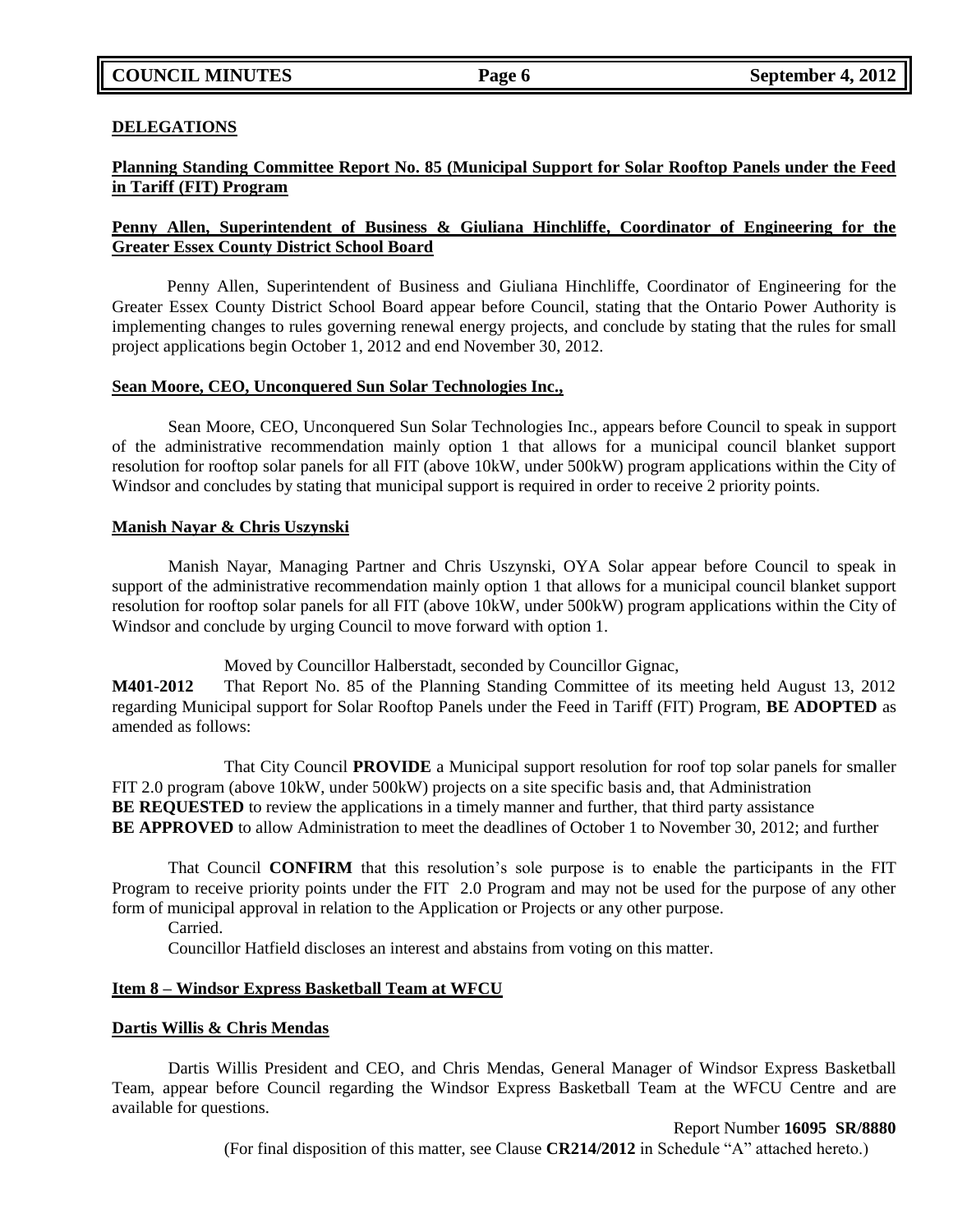## DELEGATIONS

### Planning Standing Committee Report No. 85 (Municipal Support for Solar Rooftop Panels under the Feed in Tariff (FIT) Program

### Penny Allen, Superintendent of Business & Giuliana Hinchliffe, Coordinator of Engineering for the Greater Essex County District School Board

Penny Allen, Superintendent of Business and Giuliana Hinchliffe, Coordinator of Engineering for the Greater Essex County District School Board appear before Council, stating that the Ontario Power Authority is implementing changes to rules governing renewal energy projects, and conclude by stating that the rules for small project applications begin October 1, 2012 and end November 30, 2012.

### Sean Moore, CEO, Unconquered Sun Solar Technologies Inc.,

Sean Moore, CEO, Unconquered Sun Solar Technologies Inc., appears before Council to speak in support of the administrative recommendation mainly option 1 that allows for a municipal council blanket support resolution for rooftop solar panels for all FIT (above 10kW, under 500kW) program applications within the City of Windsor and concludes by stating that municipal support is required in order to receive 2 priority points.

### Manish Nayar & Chris Uszynski

Manish Nayar, Managing Partner and Chris Uszynski, OYA Solar appear before Council to speak in support of the administrative recommendation mainly option 1 that allows for a municipal council blanket support resolution for rooftop solar panels for all FIT (above 10kW, under 500kW) program applications within the City of Windsor and conclude by urging Council to move forward with option 1.

Moved by Councillor Halberstadt, seconded by Councillor Gignac,

**M401-2012** That Report No. 85 of the Planning Standing Committee of its meeting held August 13, 2012 regarding Municipal support for Solar Rooftop Panels under the Feed in Tariff (FIT) Program, **BE ADOPTED** as amended as follows:

That City Council **PROVIDE** a Municipal support resolution for roof top solar panels for smaller FIT 2.0 program (above 10kW, under 500kW) projects on a site specific basis and, that Administration **BE REQUESTED** to review the applications in a timely manner and further, that third party assistance **BE APPROVED** to allow Administration to meet the deadlines of October 1 to November 30, 2012; and further

That Council **CONFIRM** that this resolution's sole purpose is to enable the participants in the FIT Program to receive priority points under the FIT 2.0 Program and may not be used for the purpose of any other form of municipal approval in relation to the Application or Projects or any other purpose.

Carried.

Councillor Hatfield discloses an interest and abstains from voting on this matter.

### Item 8 – Windsor Express Basketball Team at WFCU

### Dartis Willis & Chris Mendas

Dartis Willis President and CEO, and Chris Mendas, General Manager of Windsor Express Basketball Team, appear before Council regarding the Windsor Express Basketball Team at the WFCU Centre and are available for questions.

Report Number **16095 SR/8880**

(For final disposition of this matter, see Clause **CR214/2012** in Schedule "A" attached hereto.)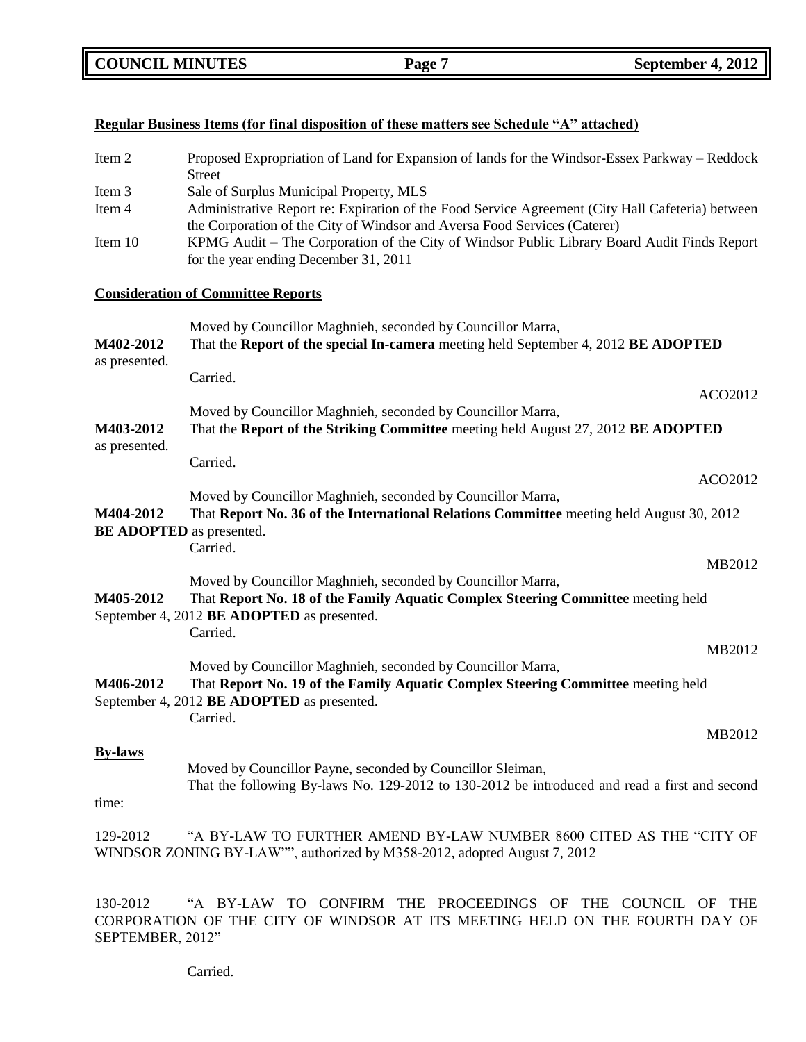**Regular Business Items (for final disposition of these matters see Schedule "A" attached)**

| | |
|---|---|
| Item 2 | Proposed Expropriation of Land for Expansion of lands for the Windsor-Essex Parkway – Reddock Street |
| Item 3 | Sale of Surplus Municipal Property, MLS |
| Item 4 | Administrative Report re: Expiration of the Food Service Agreement (City Hall Cafeteria) between the Corporation of the City of Windsor and Aversa Food Services (Caterer) |
| Item 10 | KPMG Audit – The Corporation of the City of Windsor Public Library Board Audit Finds Report for the year ending December 31, 2011 |

**Consideration of Committee Reports**

Moved by Councillor Maghnieh, seconded by Councillor Marra,

**M402-2012** That the **Report of the special In-camera** meeting held September 4, 2012 **BE ADOPTED** as presented.

Carried.

ACO2012

Moved by Councillor Maghnieh, seconded by Councillor Marra,

**M403-2012** That the **Report of the Striking Committee** meeting held August 27, 2012 **BE ADOPTED** as presented.

Carried.

ACO2012

Moved by Councillor Maghnieh, seconded by Councillor Marra,

**M404-2012** That **Report No. 36 of the International Relations Committee** meeting held August 30, 2012 **BE ADOPTED** as presented.

Carried.

MB2012

Moved by Councillor Maghnieh, seconded by Councillor Marra,

**M405-2012** That **Report No. 18 of the Family Aquatic Complex Steering Committee** meeting held September 4, 2012 **BE ADOPTED** as presented.

Carried.

MB2012

Moved by Councillor Maghnieh, seconded by Councillor Marra,

**M406-2012** That **Report No. 19 of the Family Aquatic Complex Steering Committee** meeting held September 4, 2012 **BE ADOPTED** as presented.

Carried.

MB2012

**By-laws**

Moved by Councillor Payne, seconded by Councillor Sleiman,

That the following By-laws No. 129-2012 to 130-2012 be introduced and read a first and second time:

129-2012 "A BY-LAW TO FURTHER AMEND BY-LAW NUMBER 8600 CITED AS THE "CITY OF WINDSOR ZONING BY-LAW"", authorized by M358-2012, adopted August 7, 2012

130-2012 "A BY-LAW TO CONFIRM THE PROCEEDINGS OF THE COUNCIL OF THE CORPORATION OF THE CITY OF WINDSOR AT ITS MEETING HELD ON THE FOURTH DAY OF SEPTEMBER, 2012"

Carried.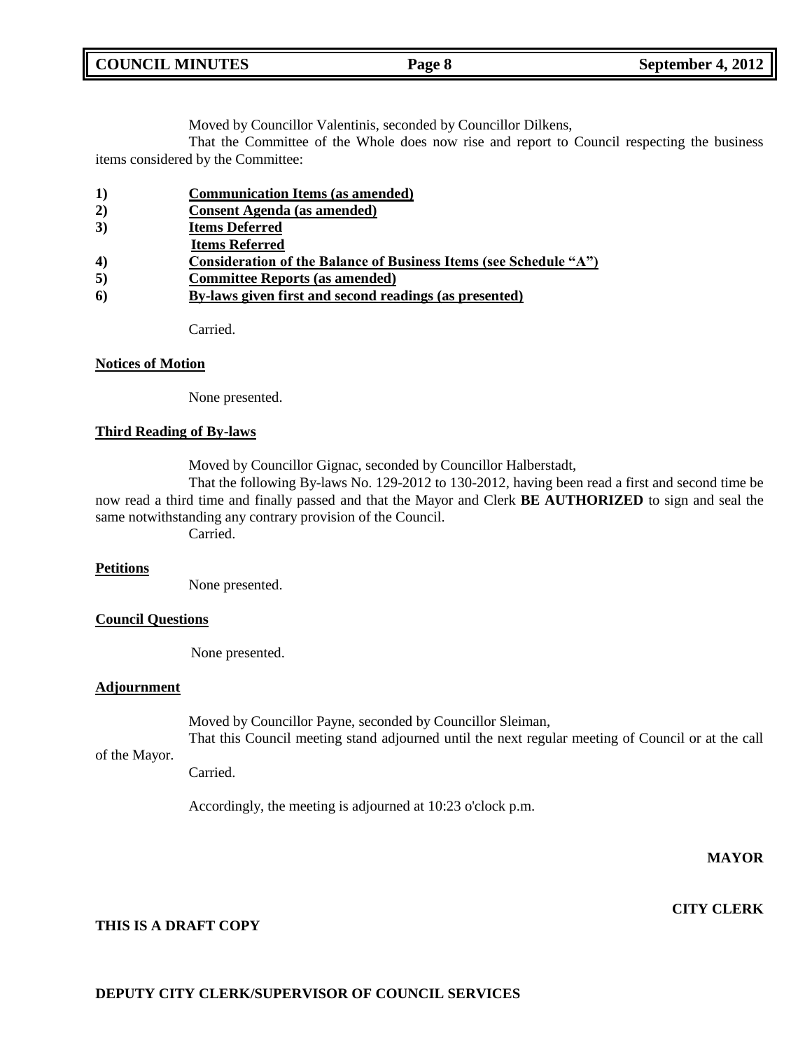Moved by Councillor Valentinis, seconded by Councillor Dilkens,

That the Committee of the Whole does now rise and report to Council respecting the business items considered by the Committee:

1) **Communication Items (as amended)**
2) **Consent Agenda (as amended)**
3) **Items Deferred**
   **Items Referred**
4) **Consideration of the Balance of Business Items (see Schedule "A")**
5) **Committee Reports (as amended)**
6) **By-laws given first and second readings (as presented)**

Carried.

**Notices of Motion**

None presented.

**Third Reading of By-laws**

Moved by Councillor Gignac, seconded by Councillor Halberstadt,

That the following By-laws No. 129-2012 to 130-2012, having been read a first and second time be now read a third time and finally passed and that the Mayor and Clerk **BE AUTHORIZED** to sign and seal the same notwithstanding any contrary provision of the Council.

Carried.

**Petitions**

None presented.

**Council Questions**

None presented.

**Adjournment**

Moved by Councillor Payne, seconded by Councillor Sleiman,

That this Council meeting stand adjourned until the next regular meeting of Council or at the call of the Mayor.

Carried.

Accordingly, the meeting is adjourned at 10:23 o'clock p.m.

**MAYOR**

**CITY CLERK**

**THIS IS A DRAFT COPY**

**DEPUTY CITY CLERK/SUPERVISOR OF COUNCIL SERVICES**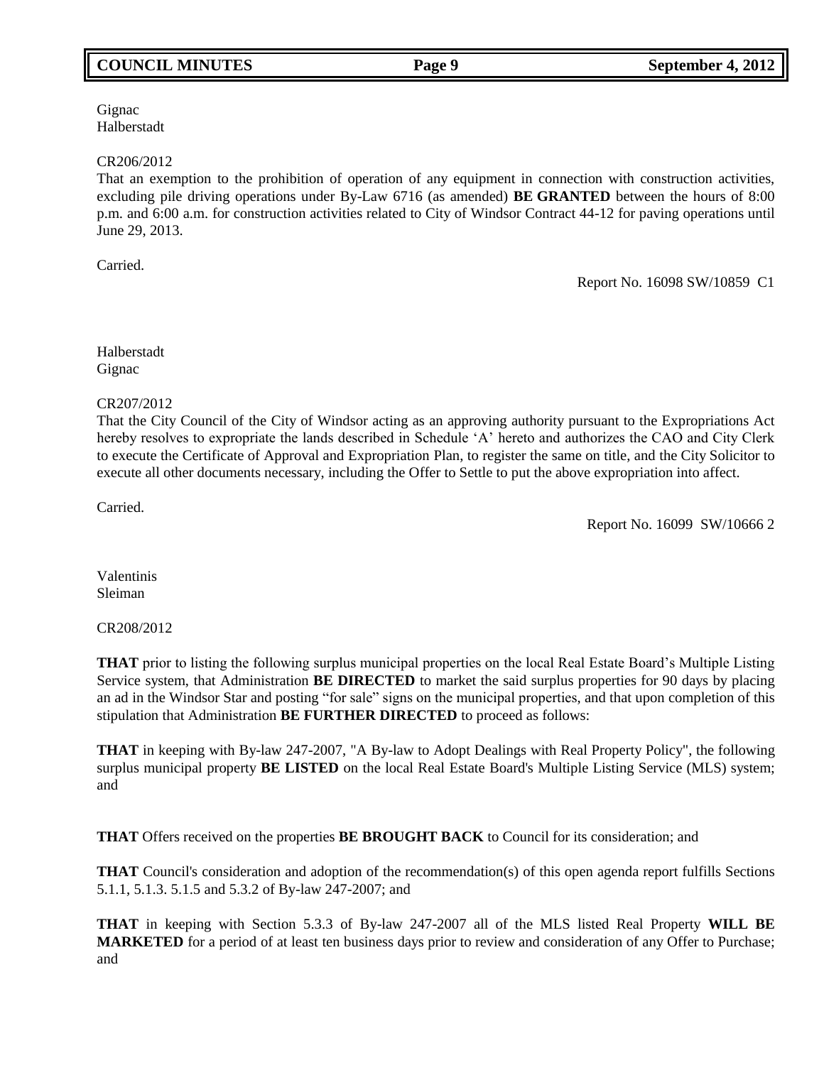Gignac
Halberstadt

CR206/2012
That an exemption to the prohibition of operation of any equipment in connection with construction activities, excluding pile driving operations under By-Law 6716 (as amended) **BE GRANTED** between the hours of 8:00 p.m. and 6:00 a.m. for construction activities related to City of Windsor Contract 44-12 for paving operations until June 29, 2013.

Carried.

Report No. 16098 SW/10859 C1

Halberstadt
Gignac

CR207/2012
That the City Council of the City of Windsor acting as an approving authority pursuant to the Expropriations Act hereby resolves to expropriate the lands described in Schedule 'A' hereto and authorizes the CAO and City Clerk to execute the Certificate of Approval and Expropriation Plan, to register the same on title, and the City Solicitor to execute all other documents necessary, including the Offer to Settle to put the above expropriation into affect.

Carried.

Report No. 16099 SW/10666 2

Valentinis
Sleiman

CR208/2012

**THAT** prior to listing the following surplus municipal properties on the local Real Estate Board's Multiple Listing Service system, that Administration **BE DIRECTED** to market the said surplus properties for 90 days by placing an ad in the Windsor Star and posting "for sale" signs on the municipal properties, and that upon completion of this stipulation that Administration **BE FURTHER DIRECTED** to proceed as follows:

**THAT** in keeping with By-law 247-2007, "A By-law to Adopt Dealings with Real Property Policy", the following surplus municipal property **BE LISTED** on the local Real Estate Board's Multiple Listing Service (MLS) system; and

**THAT** Offers received on the properties **BE BROUGHT BACK** to Council for its consideration; and

**THAT** Council's consideration and adoption of the recommendation(s) of this open agenda report fulfills Sections 5.1.1, 5.1.3. 5.1.5 and 5.3.2 of By-law 247-2007; and

**THAT** in keeping with Section 5.3.3 of By-law 247-2007 all of the MLS listed Real Property **WILL BE MARKETED** for a period of at least ten business days prior to review and consideration of any Offer to Purchase; and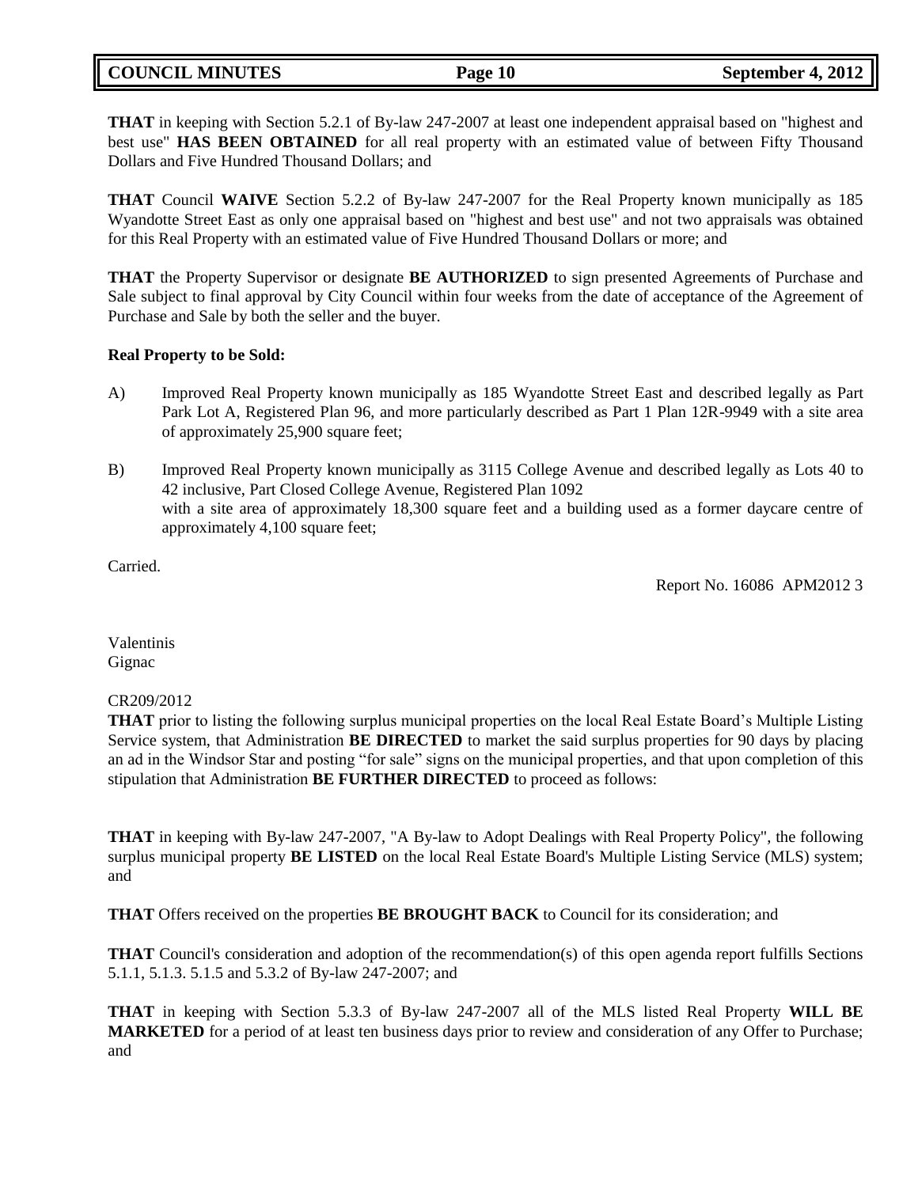**THAT** in keeping with Section 5.2.1 of By-law 247-2007 at least one independent appraisal based on "highest and best use" **HAS BEEN OBTAINED** for all real property with an estimated value of between Fifty Thousand Dollars and Five Hundred Thousand Dollars; and

**THAT** Council **WAIVE** Section 5.2.2 of By-law 247-2007 for the Real Property known municipally as 185 Wyandotte Street East as only one appraisal based on "highest and best use" and not two appraisals was obtained for this Real Property with an estimated value of Five Hundred Thousand Dollars or more; and

**THAT** the Property Supervisor or designate **BE AUTHORIZED** to sign presented Agreements of Purchase and Sale subject to final approval by City Council within four weeks from the date of acceptance of the Agreement of Purchase and Sale by both the seller and the buyer.

**Real Property to be Sold:**

A) Improved Real Property known municipally as 185 Wyandotte Street East and described legally as Part Park Lot A, Registered Plan 96, and more particularly described as Part 1 Plan 12R-9949 with a site area of approximately 25,900 square feet;

B) Improved Real Property known municipally as 3115 College Avenue and described legally as Lots 40 to 42 inclusive, Part Closed College Avenue, Registered Plan 1092 with a site area of approximately 18,300 square feet and a building used as a former daycare centre of approximately 4,100 square feet;

Carried.

Report No. 16086 APM2012 3

Valentinis
Gignac

CR209/2012
**THAT** prior to listing the following surplus municipal properties on the local Real Estate Board's Multiple Listing Service system, that Administration **BE DIRECTED** to market the said surplus properties for 90 days by placing an ad in the Windsor Star and posting "for sale" signs on the municipal properties, and that upon completion of this stipulation that Administration **BE FURTHER DIRECTED** to proceed as follows:

**THAT** in keeping with By-law 247-2007, "A By-law to Adopt Dealings with Real Property Policy", the following surplus municipal property **BE LISTED** on the local Real Estate Board's Multiple Listing Service (MLS) system; and

**THAT** Offers received on the properties **BE BROUGHT BACK** to Council for its consideration; and

**THAT** Council's consideration and adoption of the recommendation(s) of this open agenda report fulfills Sections 5.1.1, 5.1.3. 5.1.5 and 5.3.2 of By-law 247-2007; and

**THAT** in keeping with Section 5.3.3 of By-law 247-2007 all of the MLS listed Real Property **WILL BE MARKETED** for a period of at least ten business days prior to review and consideration of any Offer to Purchase; and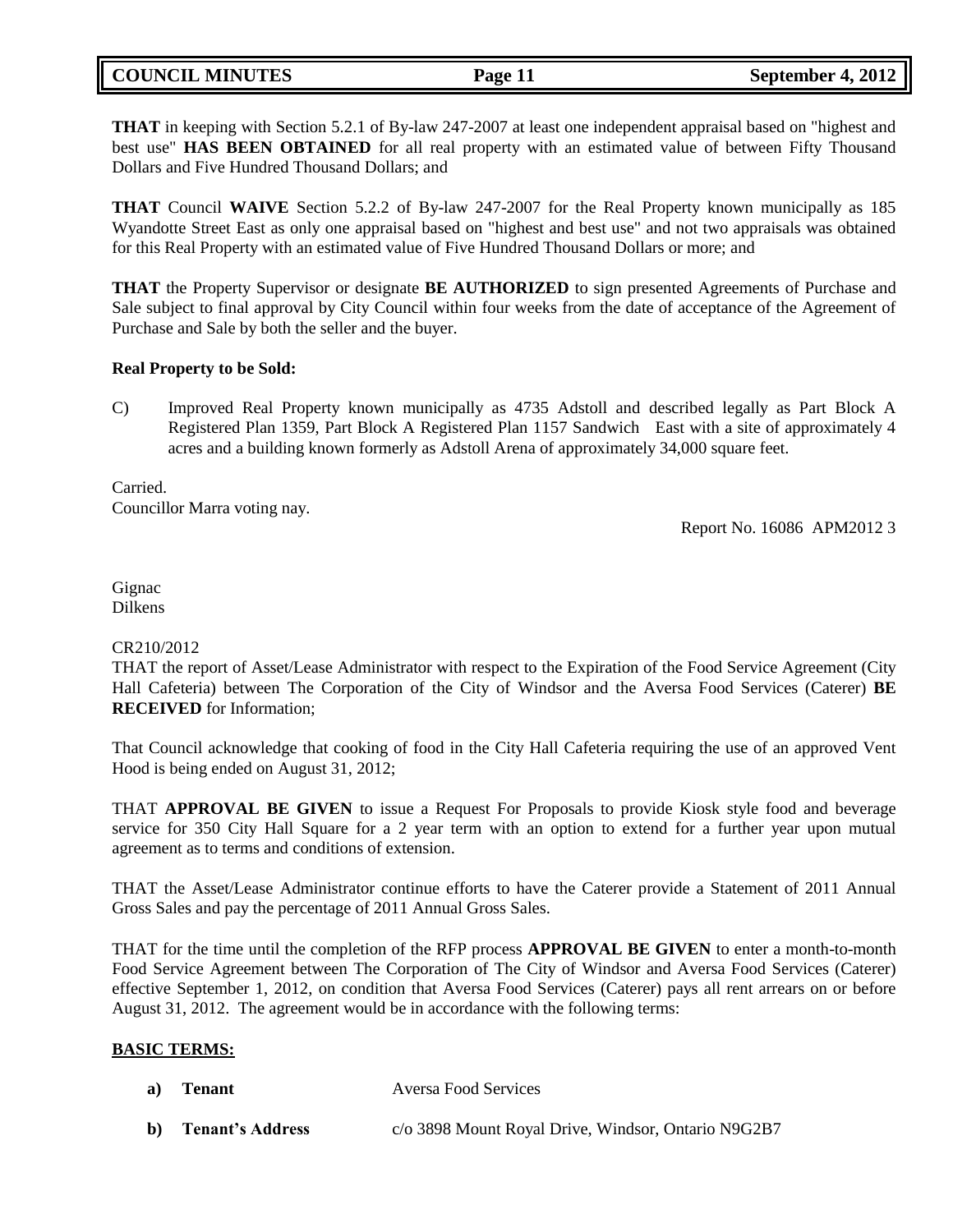**THAT** in keeping with Section 5.2.1 of By-law 247-2007 at least one independent appraisal based on "highest and best use" **HAS BEEN OBTAINED** for all real property with an estimated value of between Fifty Thousand Dollars and Five Hundred Thousand Dollars; and

**THAT** Council **WAIVE** Section 5.2.2 of By-law 247-2007 for the Real Property known municipally as 185 Wyandotte Street East as only one appraisal based on "highest and best use" and not two appraisals was obtained for this Real Property with an estimated value of Five Hundred Thousand Dollars or more; and

**THAT** the Property Supervisor or designate **BE AUTHORIZED** to sign presented Agreements of Purchase and Sale subject to final approval by City Council within four weeks from the date of acceptance of the Agreement of Purchase and Sale by both the seller and the buyer.

**Real Property to be Sold:**

C) Improved Real Property known municipally as 4735 Adstoll and described legally as Part Block A Registered Plan 1359, Part Block A Registered Plan 1157 Sandwich East with a site of approximately 4 acres and a building known formerly as Adstoll Arena of approximately 34,000 square feet.

Carried.
Councillor Marra voting nay.

Report No. 16086 APM2012 3

Gignac
Dilkens

CR210/2012
THAT the report of Asset/Lease Administrator with respect to the Expiration of the Food Service Agreement (City Hall Cafeteria) between The Corporation of the City of Windsor and the Aversa Food Services (Caterer) **BE RECEIVED** for Information;

That Council acknowledge that cooking of food in the City Hall Cafeteria requiring the use of an approved Vent Hood is being ended on August 31, 2012;

THAT **APPROVAL BE GIVEN** to issue a Request For Proposals to provide Kiosk style food and beverage service for 350 City Hall Square for a 2 year term with an option to extend for a further year upon mutual agreement as to terms and conditions of extension.

THAT the Asset/Lease Administrator continue efforts to have the Caterer provide a Statement of 2011 Annual Gross Sales and pay the percentage of 2011 Annual Gross Sales.

THAT for the time until the completion of the RFP process **APPROVAL BE GIVEN** to enter a month-to-month Food Service Agreement between The Corporation of The City of Windsor and Aversa Food Services (Caterer) effective September 1, 2012, on condition that Aversa Food Services (Caterer) pays all rent arrears on or before August 31, 2012. The agreement would be in accordance with the following terms:

**BASIC TERMS:**

**a) Tenant** Aversa Food Services

**b) Tenant's Address** c/o 3898 Mount Royal Drive, Windsor, Ontario N9G2B7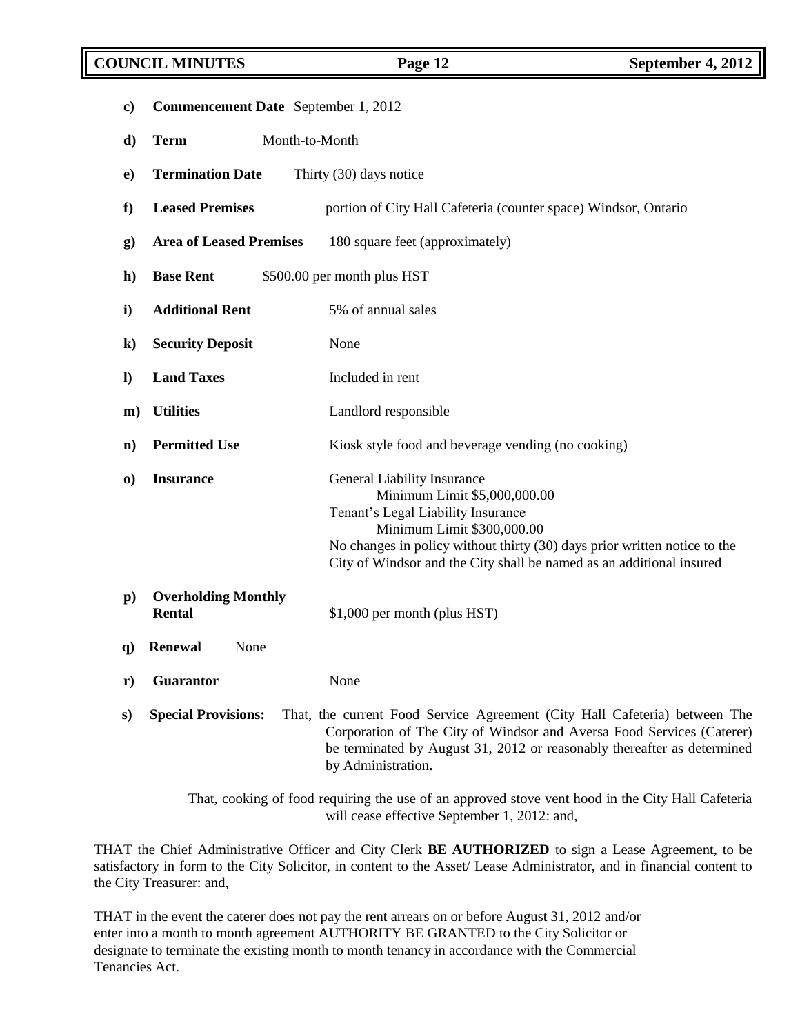c) **Commencement Date** September 1, 2012

d) **Term** Month-to-Month

e) **Termination Date** Thirty (30) days notice

f) **Leased Premises** portion of City Hall Cafeteria (counter space) Windsor, Ontario

g) **Area of Leased Premises** 180 square feet (approximately)

h) **Base Rent** $500.00 per month plus HST

i) **Additional Rent** 5% of annual sales

k) **Security Deposit** None

l) **Land Taxes** Included in rent

m) **Utilities** Landlord responsible

n) **Permitted Use** Kiosk style food and beverage vending (no cooking)

o) **Insurance** General Liability Insurance
Minimum Limit $5,000,000.00
Tenant's Legal Liability Insurance
Minimum Limit $300,000.00
No changes in policy without thirty (30) days prior written notice to the City of Windsor and the City shall be named as an additional insured

p) **Overholding Monthly Rental** $1,000 per month (plus HST)

q) **Renewal** None

r) **Guarantor** None

s) **Special Provisions:** That, the current Food Service Agreement (City Hall Cafeteria) between The Corporation of The City of Windsor and Aversa Food Services (Caterer) be terminated by August 31, 2012 or reasonably thereafter as determined by Administration**.**

That, cooking of food requiring the use of an approved stove vent hood in the City Hall Cafeteria will cease effective September 1, 2012: and,

THAT the Chief Administrative Officer and City Clerk **BE AUTHORIZED** to sign a Lease Agreement, to be satisfactory in form to the City Solicitor, in content to the Asset/ Lease Administrator, and in financial content to the City Treasurer: and,

THAT in the event the caterer does not pay the rent arrears on or before August 31, 2012 and/or enter into a month to month agreement AUTHORITY BE GRANTED to the City Solicitor or designate to terminate the existing month to month tenancy in accordance with the Commercial Tenancies Act.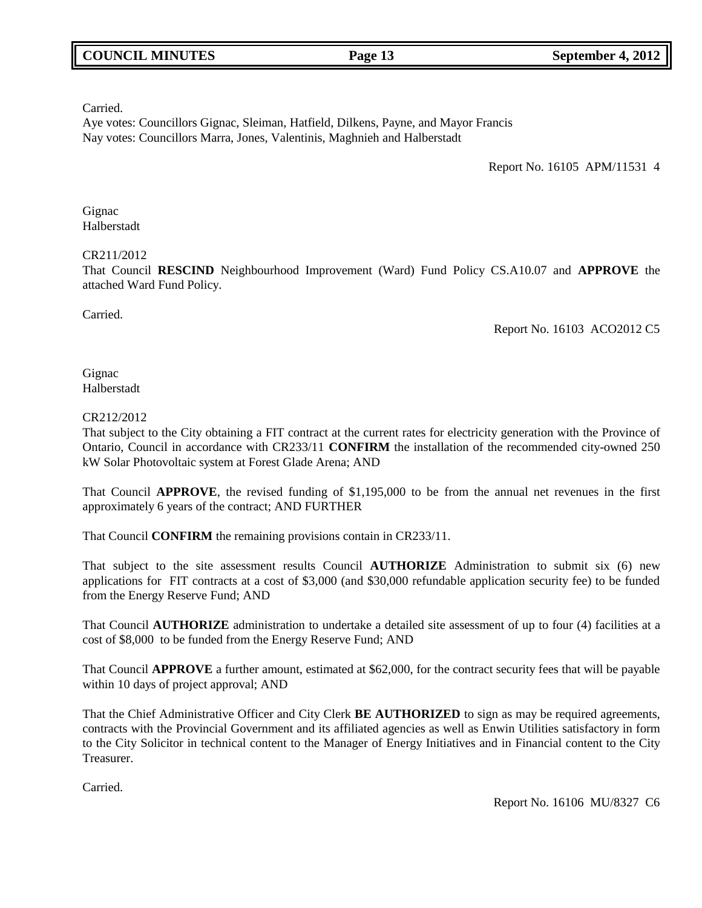Carried.
Aye votes: Councillors Gignac, Sleiman, Hatfield, Dilkens, Payne, and Mayor Francis
Nay votes: Councillors Marra, Jones, Valentinis, Maghnieh and Halberstadt

Report No. 16105 APM/11531 4

Gignac
Halberstadt

CR211/2012
That Council **RESCIND** Neighbourhood Improvement (Ward) Fund Policy CS.A10.07 and **APPROVE** the attached Ward Fund Policy.

Carried.

Report No. 16103 ACO2012 C5

Gignac
Halberstadt

CR212/2012
That subject to the City obtaining a FIT contract at the current rates for electricity generation with the Province of Ontario, Council in accordance with CR233/11 **CONFIRM** the installation of the recommended city-owned 250 kW Solar Photovoltaic system at Forest Glade Arena; AND

That Council **APPROVE**, the revised funding of $1,195,000 to be from the annual net revenues in the first approximately 6 years of the contract; AND FURTHER

That Council **CONFIRM** the remaining provisions contain in CR233/11.

That subject to the site assessment results Council **AUTHORIZE** Administration to submit six (6) new applications for FIT contracts at a cost of $3,000 (and $30,000 refundable application security fee) to be funded from the Energy Reserve Fund; AND

That Council **AUTHORIZE** administration to undertake a detailed site assessment of up to four (4) facilities at a cost of $8,000 to be funded from the Energy Reserve Fund; AND

That Council **APPROVE** a further amount, estimated at $62,000, for the contract security fees that will be payable within 10 days of project approval; AND

That the Chief Administrative Officer and City Clerk **BE AUTHORIZED** to sign as may be required agreements, contracts with the Provincial Government and its affiliated agencies as well as Enwin Utilities satisfactory in form to the City Solicitor in technical content to the Manager of Energy Initiatives and in Financial content to the City Treasurer.

Carried.

Report No. 16106 MU/8327 C6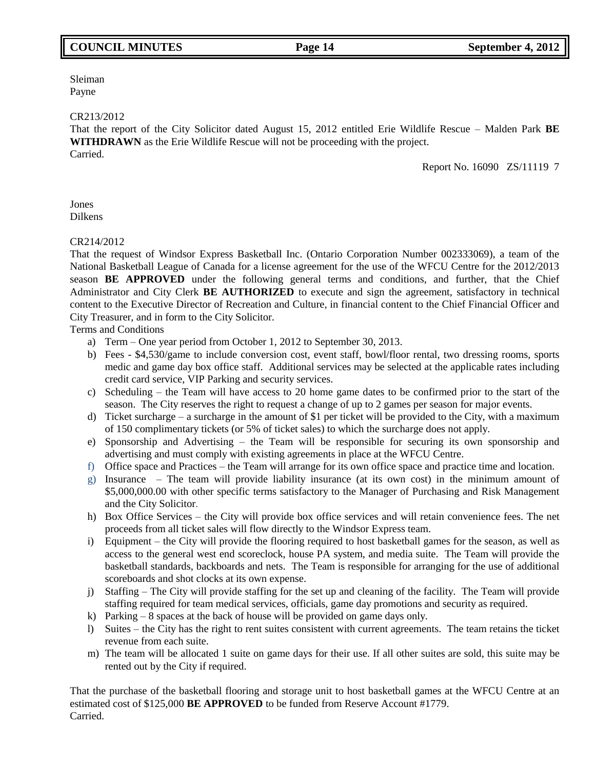Sleiman
Payne

CR213/2012
That the report of the City Solicitor dated August 15, 2012 entitled Erie Wildlife Rescue – Malden Park **BE WITHDRAWN** as the Erie Wildlife Rescue will not be proceeding with the project.
Carried.

Report No. 16090 ZS/11119 7

Jones
Dilkens

CR214/2012
That the request of Windsor Express Basketball Inc. (Ontario Corporation Number 002333069), a team of the National Basketball League of Canada for a license agreement for the use of the WFCU Centre for the 2012/2013 season **BE APPROVED** under the following general terms and conditions, and further, that the Chief Administrator and City Clerk **BE AUTHORIZED** to execute and sign the agreement, satisfactory in technical content to the Executive Director of Recreation and Culture, in financial content to the Chief Financial Officer and City Treasurer, and in form to the City Solicitor.
Terms and Conditions

a) Term – One year period from October 1, 2012 to September 30, 2013.
b) Fees - $4,530/game to include conversion cost, event staff, bowl/floor rental, two dressing rooms, sports medic and game day box office staff. Additional services may be selected at the applicable rates including credit card service, VIP Parking and security services.
c) Scheduling – the Team will have access to 20 home game dates to be confirmed prior to the start of the season. The City reserves the right to request a change of up to 2 games per season for major events.
d) Ticket surcharge – a surcharge in the amount of $1 per ticket will be provided to the City, with a maximum of 150 complimentary tickets (or 5% of ticket sales) to which the surcharge does not apply.
e) Sponsorship and Advertising – the Team will be responsible for securing its own sponsorship and advertising and must comply with existing agreements in place at the WFCU Centre.
f) Office space and Practices – the Team will arrange for its own office space and practice time and location.
g) Insurance – The team will provide liability insurance (at its own cost) in the minimum amount of $5,000,000.00 with other specific terms satisfactory to the Manager of Purchasing and Risk Management and the City Solicitor.
h) Box Office Services – the City will provide box office services and will retain convenience fees. The net proceeds from all ticket sales will flow directly to the Windsor Express team.
i) Equipment – the City will provide the flooring required to host basketball games for the season, as well as access to the general west end scoreclock, house PA system, and media suite. The Team will provide the basketball standards, backboards and nets. The Team is responsible for arranging for the use of additional scoreboards and shot clocks at its own expense.
j) Staffing – The City will provide staffing for the set up and cleaning of the facility. The Team will provide staffing required for team medical services, officials, game day promotions and security as required.
k) Parking – 8 spaces at the back of house will be provided on game days only.
l) Suites – the City has the right to rent suites consistent with current agreements. The team retains the ticket revenue from each suite.
m) The team will be allocated 1 suite on game days for their use. If all other suites are sold, this suite may be rented out by the City if required.

That the purchase of the basketball flooring and storage unit to host basketball games at the WFCU Centre at an estimated cost of $125,000 **BE APPROVED** to be funded from Reserve Account #1779.
Carried.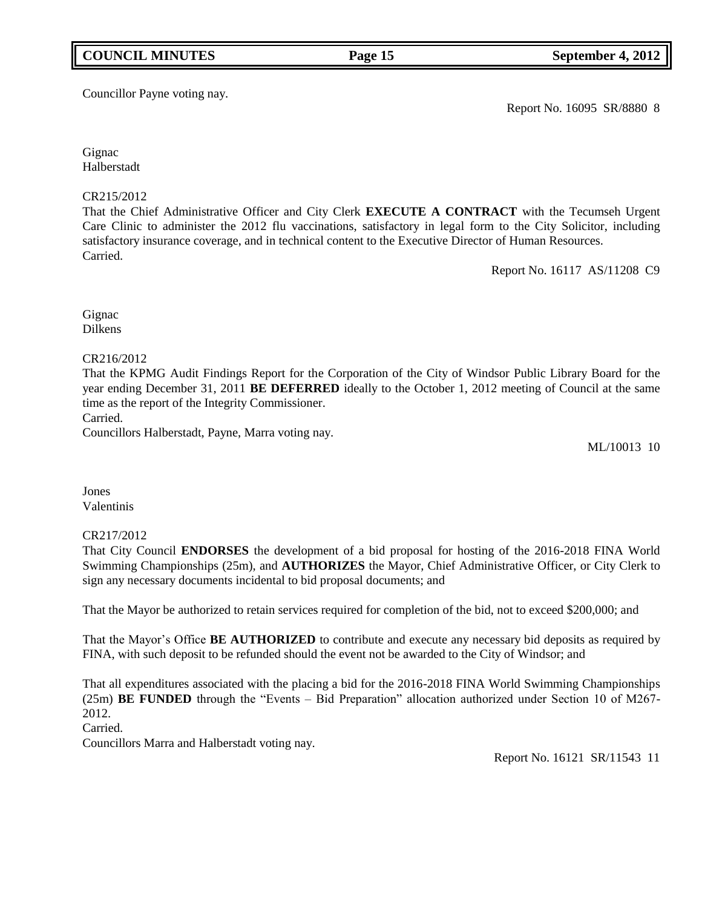Councillor Payne voting nay.

Report No. 16095 SR/8880 8

Gignac
Halberstadt

CR215/2012
That the Chief Administrative Officer and City Clerk **EXECUTE A CONTRACT** with the Tecumseh Urgent Care Clinic to administer the 2012 flu vaccinations, satisfactory in legal form to the City Solicitor, including satisfactory insurance coverage, and in technical content to the Executive Director of Human Resources.
Carried.

Report No. 16117 AS/11208 C9

Gignac
Dilkens

CR216/2012
That the KPMG Audit Findings Report for the Corporation of the City of Windsor Public Library Board for the year ending December 31, 2011 **BE DEFERRED** ideally to the October 1, 2012 meeting of Council at the same time as the report of the Integrity Commissioner.
Carried.
Councillors Halberstadt, Payne, Marra voting nay.

ML/10013 10

Jones
Valentinis

CR217/2012
That City Council **ENDORSES** the development of a bid proposal for hosting of the 2016-2018 FINA World Swimming Championships (25m), and **AUTHORIZES** the Mayor, Chief Administrative Officer, or City Clerk to sign any necessary documents incidental to bid proposal documents; and

That the Mayor be authorized to retain services required for completion of the bid, not to exceed $200,000; and

That the Mayor's Office **BE AUTHORIZED** to contribute and execute any necessary bid deposits as required by FINA, with such deposit to be refunded should the event not be awarded to the City of Windsor; and

That all expenditures associated with the placing a bid for the 2016-2018 FINA World Swimming Championships (25m) **BE FUNDED** through the "Events – Bid Preparation" allocation authorized under Section 10 of M267-2012.
Carried.
Councillors Marra and Halberstadt voting nay.

Report No. 16121 SR/11543 11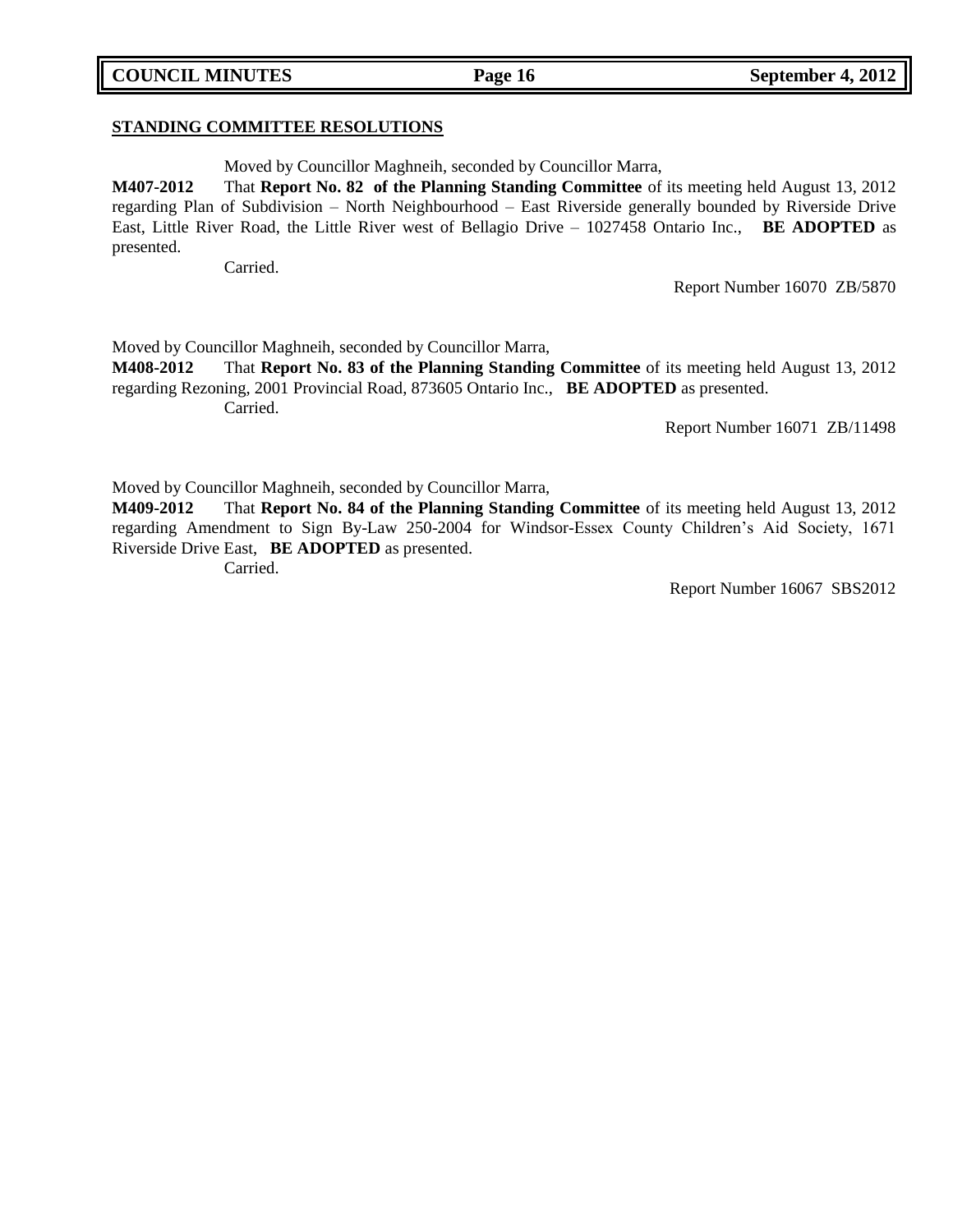## STANDING COMMITTEE RESOLUTIONS

Moved by Councillor Maghneih, seconded by Councillor Marra,

**M407-2012** That **Report No. 82 of the Planning Standing Committee** of its meeting held August 13, 2012 regarding Plan of Subdivision – North Neighbourhood – East Riverside generally bounded by Riverside Drive East, Little River Road, the Little River west of Bellagio Drive – 1027458 Ontario Inc., **BE ADOPTED** as presented.

Carried.

Report Number 16070 ZB/5870

Moved by Councillor Maghneih, seconded by Councillor Marra,

**M408-2012** That **Report No. 83 of the Planning Standing Committee** of its meeting held August 13, 2012 regarding Rezoning, 2001 Provincial Road, 873605 Ontario Inc., **BE ADOPTED** as presented.

Carried.

Report Number 16071 ZB/11498

Moved by Councillor Maghneih, seconded by Councillor Marra,

**M409-2012** That **Report No. 84 of the Planning Standing Committee** of its meeting held August 13, 2012 regarding Amendment to Sign By-Law 250-2004 for Windsor-Essex County Children's Aid Society, 1671 Riverside Drive East, **BE ADOPTED** as presented.

Carried.

Report Number 16067 SBS2012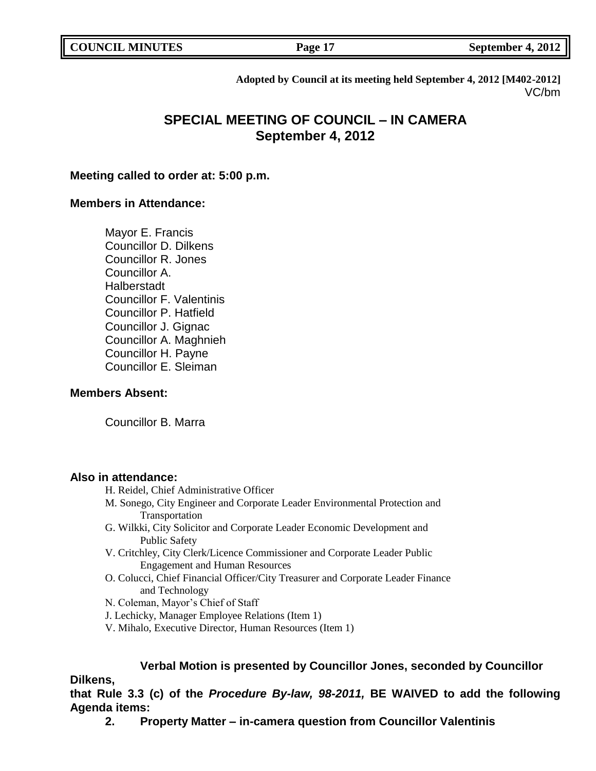**Adopted by Council at its meeting held September 4, 2012 [M402-2012]**
VC/bm

## SPECIAL MEETING OF COUNCIL – IN CAMERA
## September 4, 2012

**Meeting called to order at: 5:00 p.m.**

**Members in Attendance:**

Mayor E. Francis
Councillor D. Dilkens
Councillor R. Jones
Councillor A. Halberstadt
Councillor F. Valentinis
Councillor P. Hatfield
Councillor J. Gignac
Councillor A. Maghnieh
Councillor H. Payne
Councillor E. Sleiman

**Members Absent:**

Councillor B. Marra

**Also in attendance:**

H. Reidel, Chief Administrative Officer
M. Sonego, City Engineer and Corporate Leader Environmental Protection and Transportation
G. Wilkki, City Solicitor and Corporate Leader Economic Development and Public Safety
V. Critchley, City Clerk/Licence Commissioner and Corporate Leader Public Engagement and Human Resources
O. Colucci, Chief Financial Officer/City Treasurer and Corporate Leader Finance and Technology
N. Coleman, Mayor's Chief of Staff
J. Lechicky, Manager Employee Relations (Item 1)
V. Mihalo, Executive Director, Human Resources (Item 1)

**Verbal Motion is presented by Councillor Jones, seconded by Councillor Dilkens,**
**that Rule 3.3 (c) of the *Procedure By-law, 98-2011,* BE WAIVED to add the following Agenda items:**

**2. Property Matter – in-camera question from Councillor Valentinis**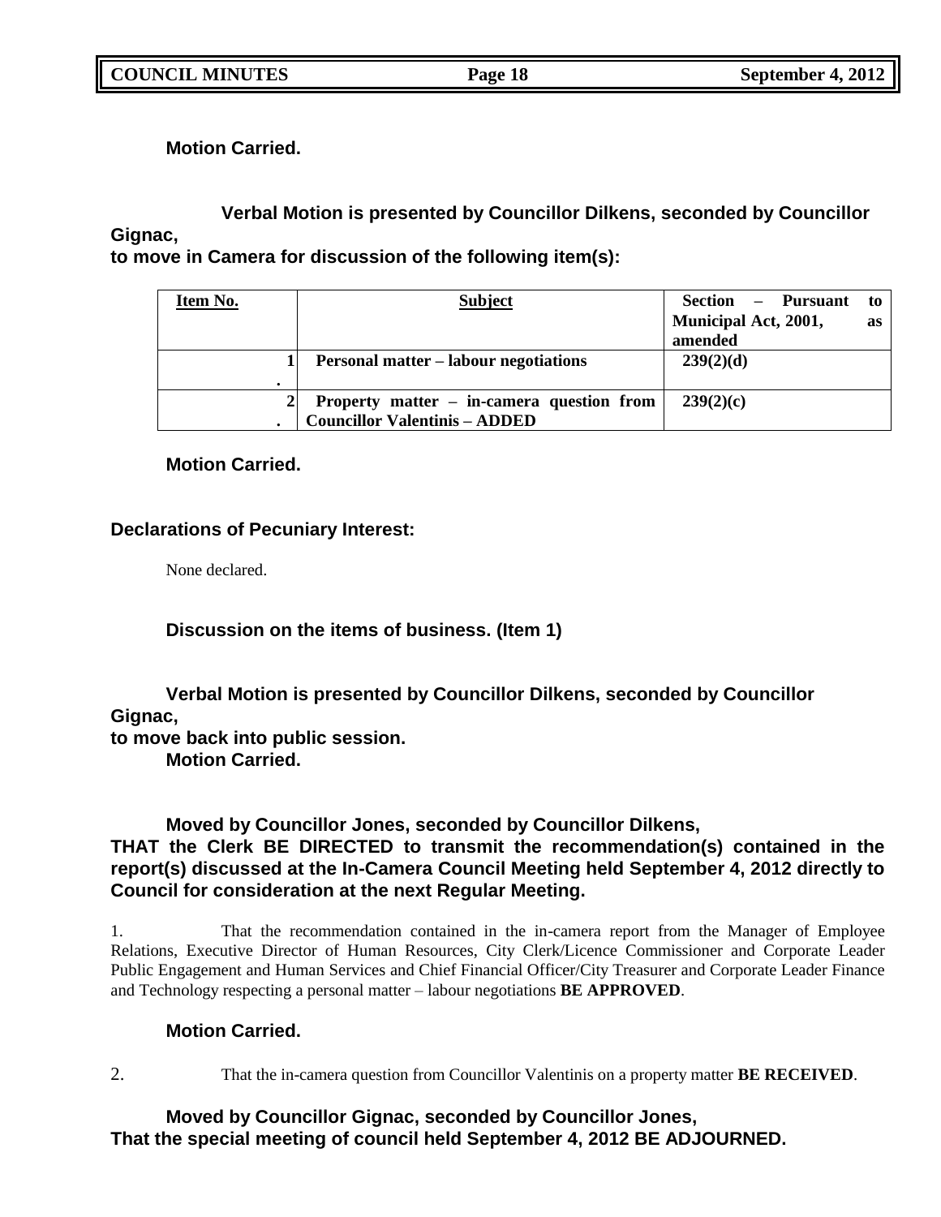**Motion Carried.**

**Verbal Motion is presented by Councillor Dilkens, seconded by Councillor Gignac,
to move in Camera for discussion of the following item(s):**

| Item No. | Subject | Section – Pursuant to Municipal Act, 2001, as amended |
|---|---|---|
| 1. | **Personal matter – labour negotiations** | **239(2)(d)** |
| 2. | **Property matter – in-camera question from Councillor Valentinis – ADDED** | **239(2)(c)** |

**Motion Carried.**

**Declarations of Pecuniary Interest:**

None declared.

**Discussion on the items of business. (Item 1)**

**Verbal Motion is presented by Councillor Dilkens, seconded by Councillor Gignac,
to move back into public session.
Motion Carried.**

**Moved by Councillor Jones, seconded by Councillor Dilkens,
THAT the Clerk BE DIRECTED to transmit the recommendation(s) contained in the report(s) discussed at the In-Camera Council Meeting held September 4, 2012 directly to Council for consideration at the next Regular Meeting.**

1. That the recommendation contained in the in-camera report from the Manager of Employee Relations, Executive Director of Human Resources, City Clerk/Licence Commissioner and Corporate Leader Public Engagement and Human Services and Chief Financial Officer/City Treasurer and Corporate Leader Finance and Technology respecting a personal matter – labour negotiations **BE APPROVED**.

**Motion Carried.**

2. That the in-camera question from Councillor Valentinis on a property matter **BE RECEIVED**.

**Moved by Councillor Gignac, seconded by Councillor Jones,
That the special meeting of council held September 4, 2012 BE ADJOURNED.**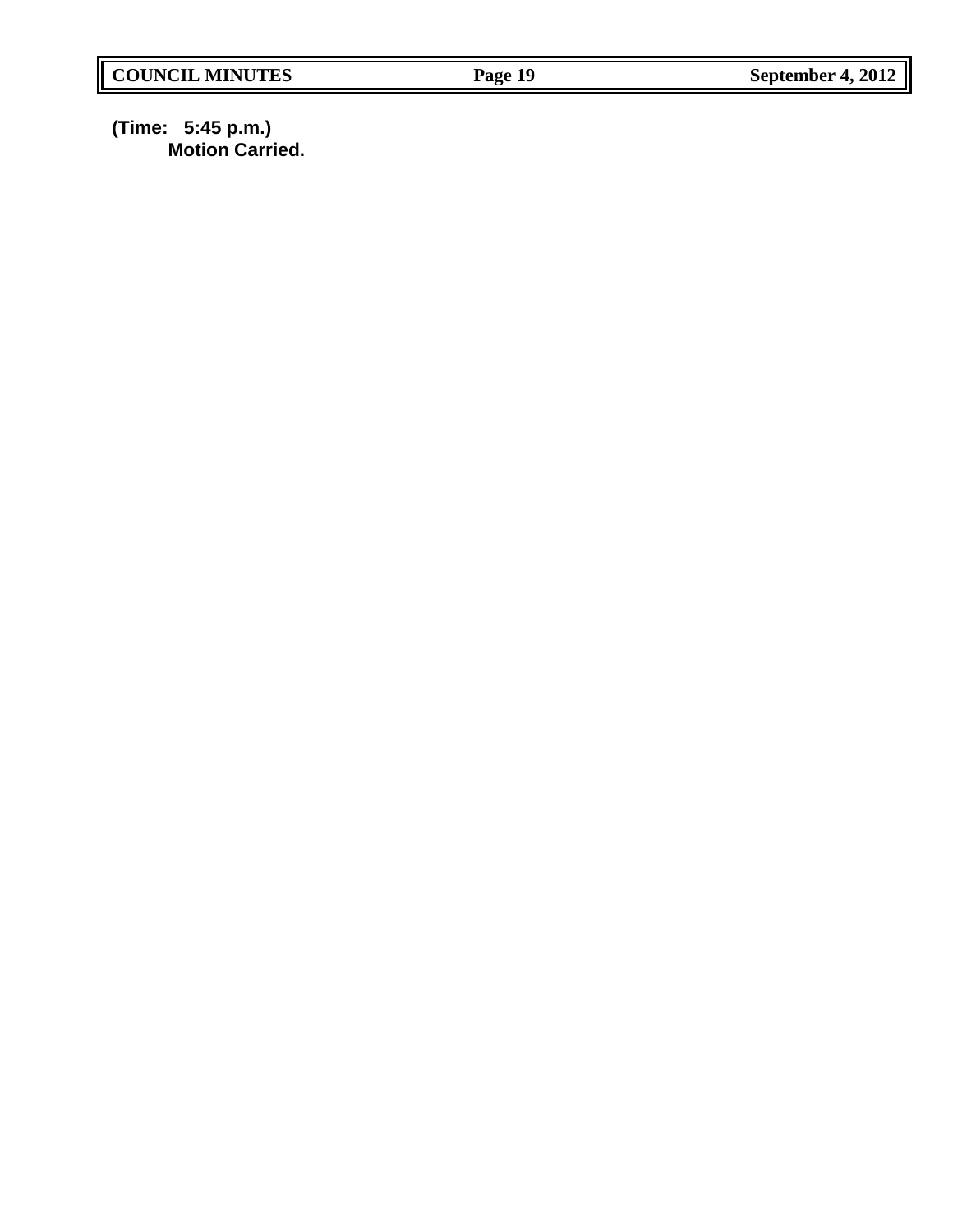**(Time: 5:45 p.m.)**
**Motion Carried.**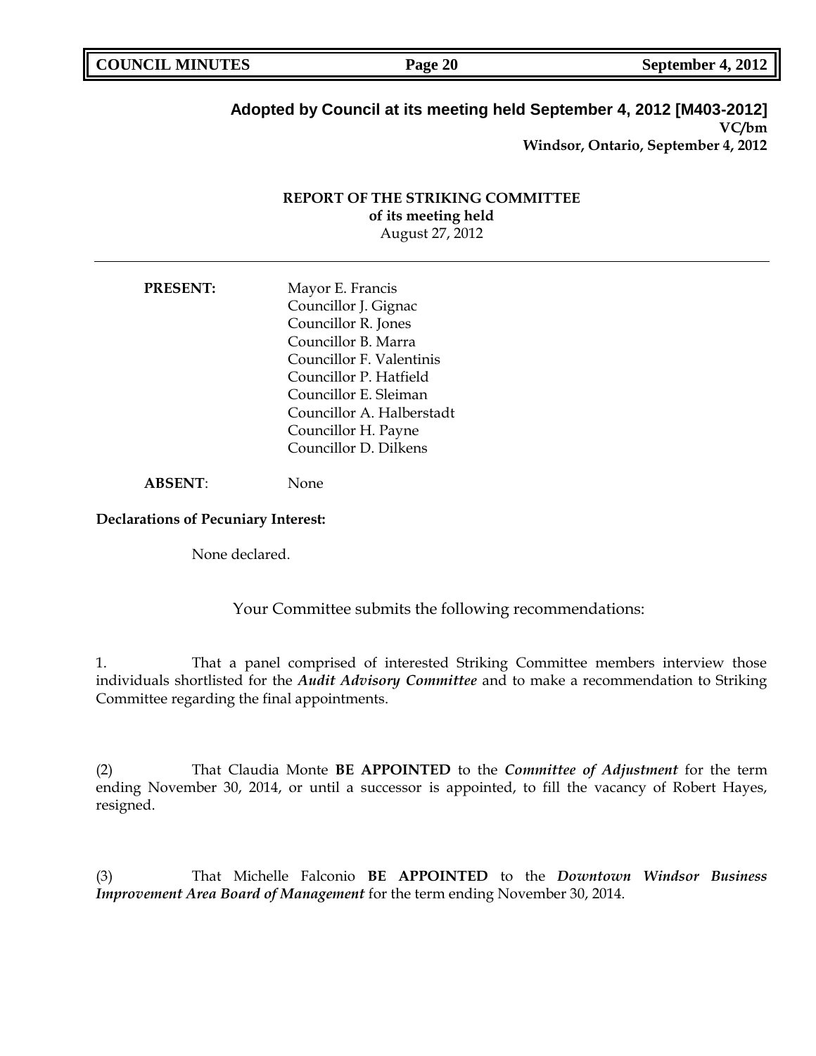**Adopted by Council at its meeting held September 4, 2012 [M403-2012]**
**VC/bm**
**Windsor, Ontario, September 4, 2012**

**REPORT OF THE STRIKING COMMITTEE**
**of its meeting held**
August 27, 2012

---

**PRESENT:** Mayor E. Francis
Councillor J. Gignac
Councillor R. Jones
Councillor B. Marra
Councillor F. Valentinis
Councillor P. Hatfield
Councillor E. Sleiman
Councillor A. Halberstadt
Councillor H. Payne
Councillor D. Dilkens

**ABSENT**: None

**Declarations of Pecuniary Interest:**

None declared.

Your Committee submits the following recommendations:

1. That a panel comprised of interested Striking Committee members interview those individuals shortlisted for the ***Audit Advisory Committee*** and to make a recommendation to Striking Committee regarding the final appointments.

(2) That Claudia Monte **BE APPOINTED** to the ***Committee of Adjustment*** for the term ending November 30, 2014, or until a successor is appointed, to fill the vacancy of Robert Hayes, resigned.

(3) That Michelle Falconio **BE APPOINTED** to the ***Downtown Windsor Business Improvement Area Board of Management*** for the term ending November 30, 2014.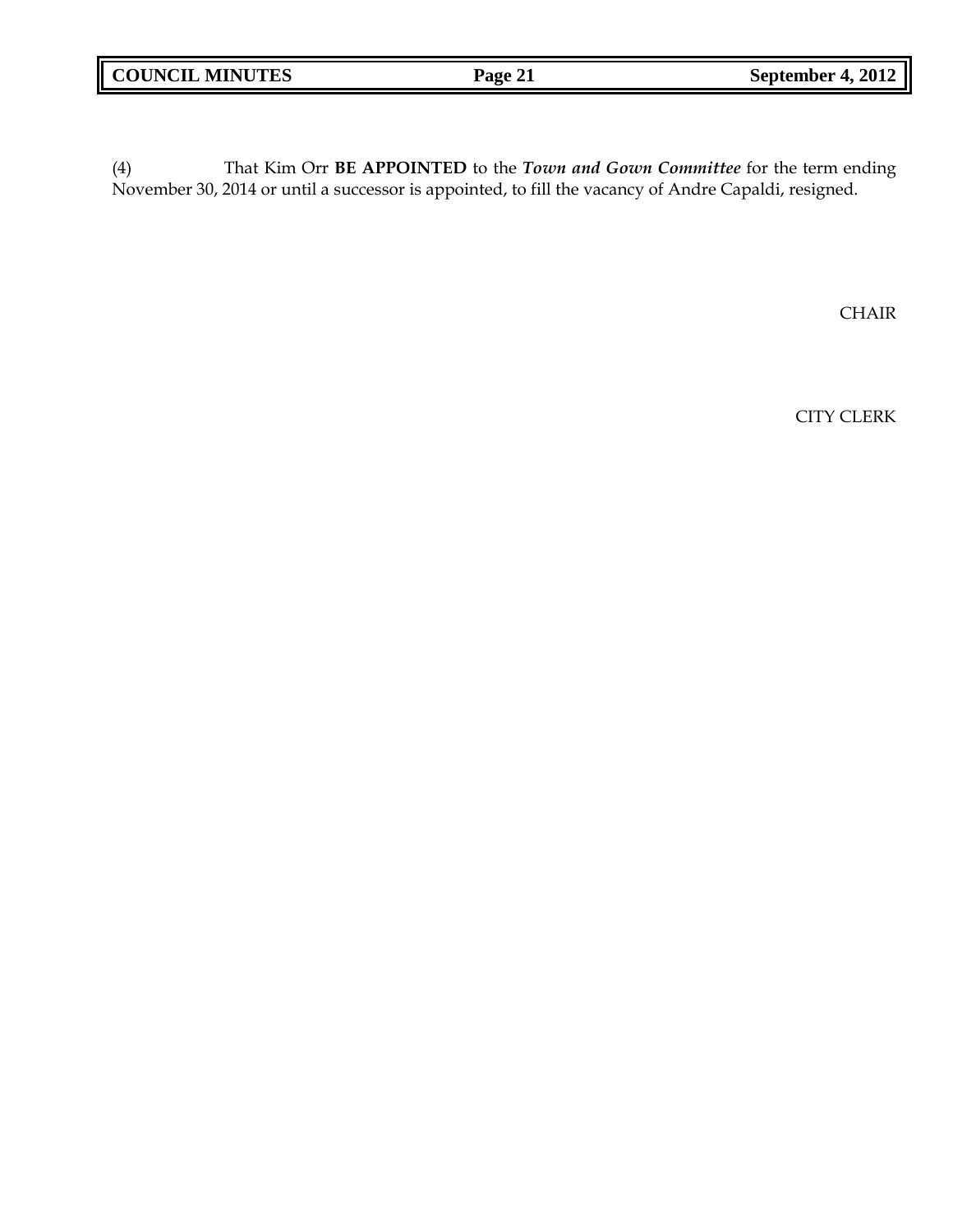(4) That Kim Orr **BE APPOINTED** to the ***Town and Gown Committee*** for the term ending November 30, 2014 or until a successor is appointed, to fill the vacancy of Andre Capaldi, resigned.

CHAIR

CITY CLERK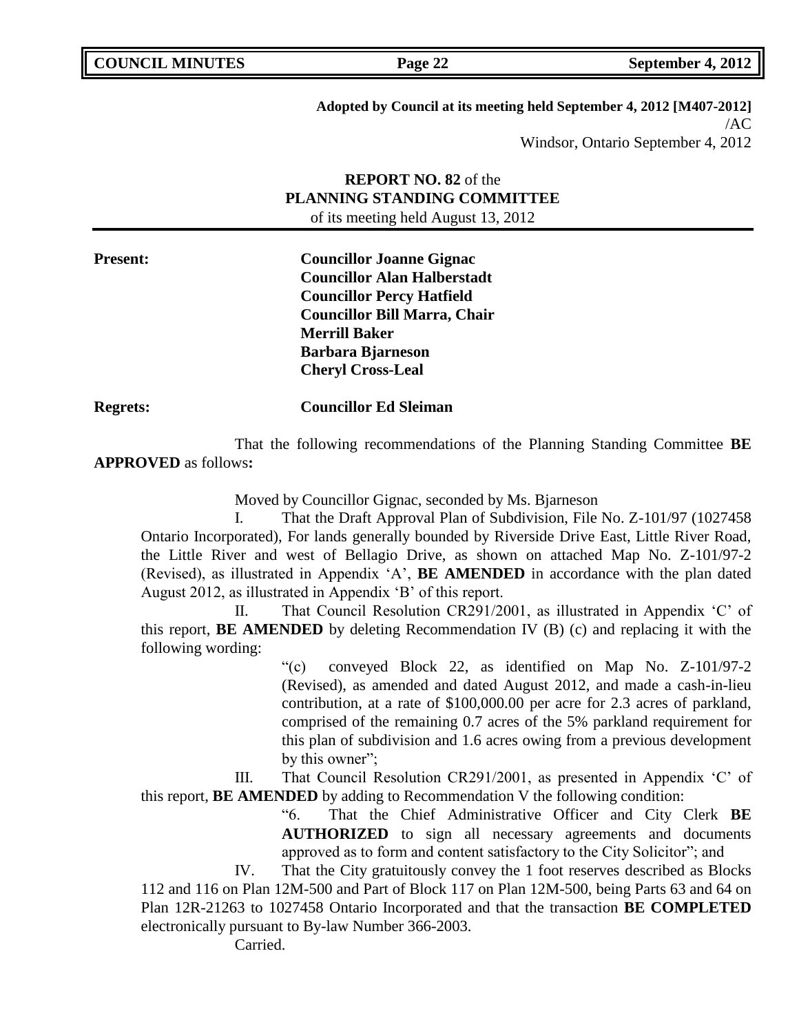**Adopted by Council at its meeting held September 4, 2012 [M407-2012]**
/AC
Windsor, Ontario September 4, 2012

**REPORT NO. 82** of the
**PLANNING STANDING COMMITTEE**
of its meeting held August 13, 2012

**Present:** **Councillor Joanne Gignac**
**Councillor Alan Halberstadt**
**Councillor Percy Hatfield**
**Councillor Bill Marra, Chair**
**Merrill Baker**
**Barbara Bjarneson**
**Cheryl Cross-Leal**

**Regrets:** **Councillor Ed Sleiman**

That the following recommendations of the Planning Standing Committee **BE APPROVED** as follows**:**

Moved by Councillor Gignac, seconded by Ms. Bjarneson

I. That the Draft Approval Plan of Subdivision, File No. Z-101/97 (1027458 Ontario Incorporated), For lands generally bounded by Riverside Drive East, Little River Road, the Little River and west of Bellagio Drive, as shown on attached Map No. Z-101/97-2 (Revised), as illustrated in Appendix 'A', **BE AMENDED** in accordance with the plan dated August 2012, as illustrated in Appendix 'B' of this report.

II. That Council Resolution CR291/2001, as illustrated in Appendix 'C' of this report, **BE AMENDED** by deleting Recommendation IV (B) (c) and replacing it with the following wording:

> "(c) conveyed Block 22, as identified on Map No. Z-101/97-2 (Revised), as amended and dated August 2012, and made a cash-in-lieu contribution, at a rate of $100,000.00 per acre for 2.3 acres of parkland, comprised of the remaining 0.7 acres of the 5% parkland requirement for this plan of subdivision and 1.6 acres owing from a previous development by this owner";

III. That Council Resolution CR291/2001, as presented in Appendix 'C' of this report, **BE AMENDED** by adding to Recommendation V the following condition:

> "6. That the Chief Administrative Officer and City Clerk **BE AUTHORIZED** to sign all necessary agreements and documents approved as to form and content satisfactory to the City Solicitor"; and

IV. That the City gratuitously convey the 1 foot reserves described as Blocks 112 and 116 on Plan 12M-500 and Part of Block 117 on Plan 12M-500, being Parts 63 and 64 on Plan 12R-21263 to 1027458 Ontario Incorporated and that the transaction **BE COMPLETED** electronically pursuant to By-law Number 366-2003.

Carried.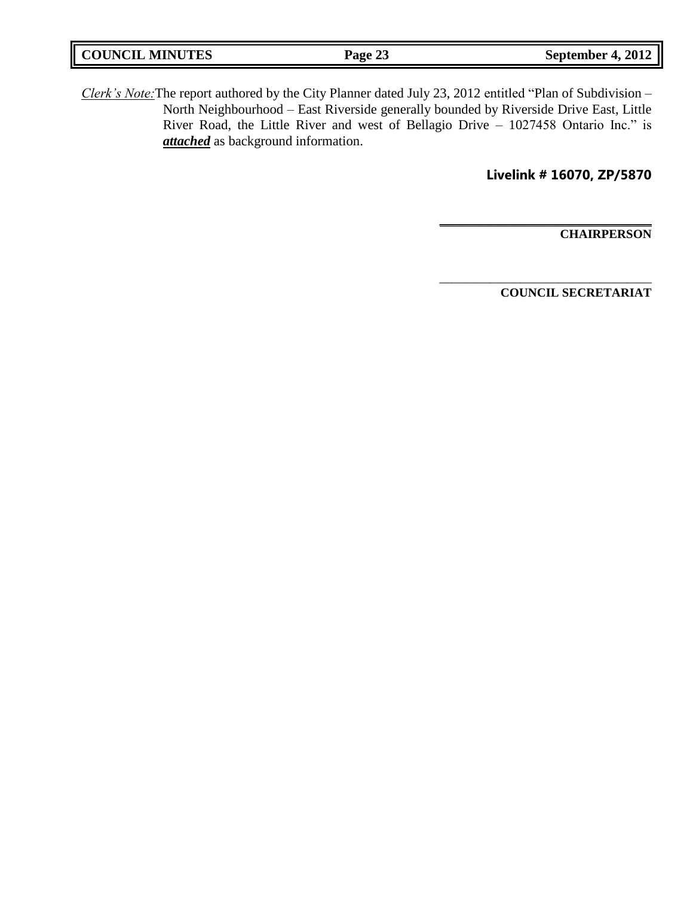*Clerk's Note:* The report authored by the City Planner dated July 23, 2012 entitled "Plan of Subdivision – North Neighbourhood – East Riverside generally bounded by Riverside Drive East, Little River Road, the Little River and west of Bellagio Drive – 1027458 Ontario Inc." is ***attached*** as background information.

**Livelink # 16070, ZP/5870**

\_\_\_\_\_\_\_\_\_\_\_\_\_\_\_\_\_\_\_\_\_\_\_\_\_\_\_\_\_\_\_\_\_\_

**CHAIRPERSON**

\_\_\_\_\_\_\_\_\_\_\_\_\_\_\_\_\_\_\_\_\_\_\_\_\_\_\_\_\_\_\_\_\_\_

**COUNCIL SECRETARIAT**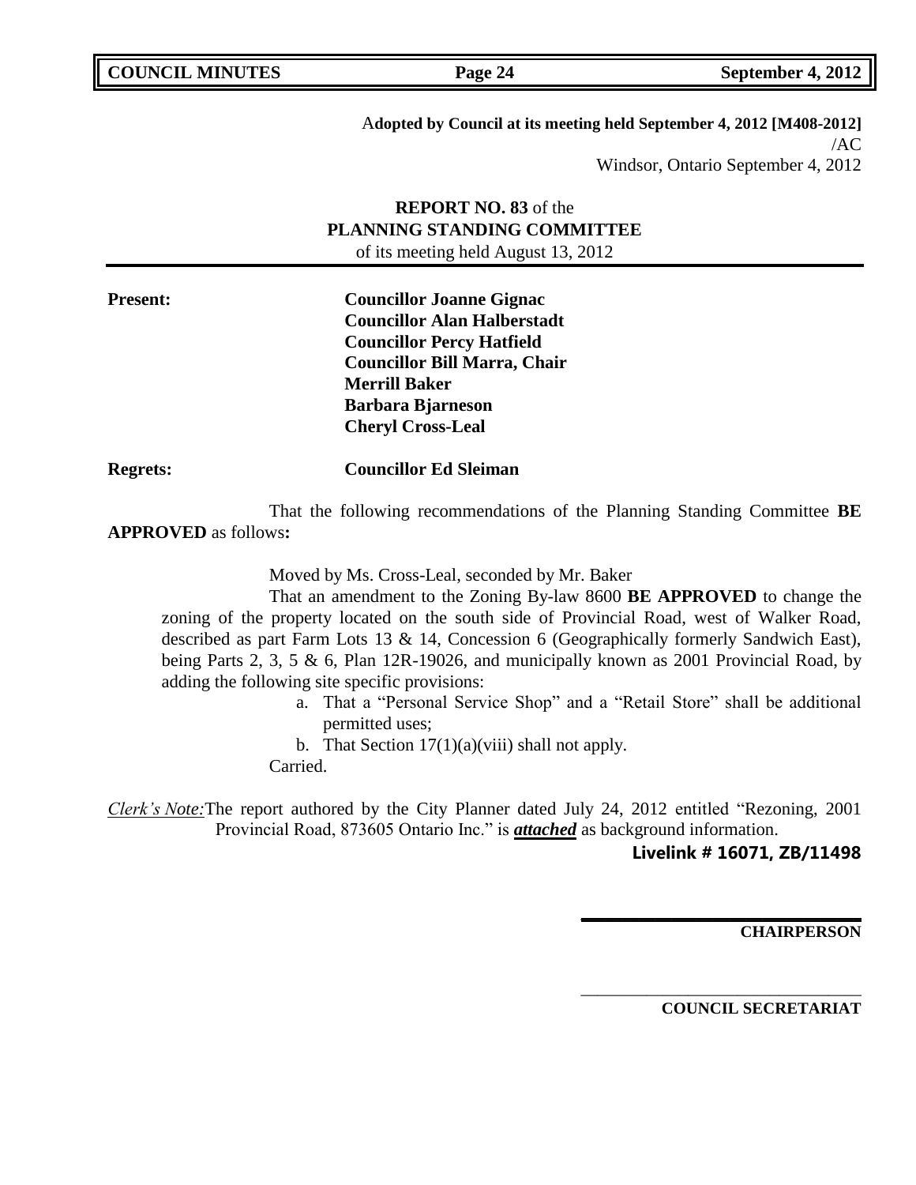**Adopted by Council at its meeting held September 4, 2012 [M408-2012]**
/AC
Windsor, Ontario September 4, 2012

**REPORT NO. 83** of the
**PLANNING STANDING COMMITTEE**
of its meeting held August 13, 2012

**Present:** **Councillor Joanne Gignac**
**Councillor Alan Halberstadt**
**Councillor Percy Hatfield**
**Councillor Bill Marra, Chair**
**Merrill Baker**
**Barbara Bjarneson**
**Cheryl Cross-Leal**

**Regrets:** **Councillor Ed Sleiman**

That the following recommendations of the Planning Standing Committee **BE APPROVED** as follows**:**

Moved by Ms. Cross-Leal, seconded by Mr. Baker

That an amendment to the Zoning By-law 8600 **BE APPROVED** to change the zoning of the property located on the south side of Provincial Road, west of Walker Road, described as part Farm Lots 13 & 14, Concession 6 (Geographically formerly Sandwich East), being Parts 2, 3, 5 & 6, Plan 12R-19026, and municipally known as 2001 Provincial Road, by adding the following site specific provisions:

a. That a "Personal Service Shop" and a "Retail Store" shall be additional permitted uses;
b. That Section 17(1)(a)(viii) shall not apply.

Carried.

*Clerk's Note:* The report authored by the City Planner dated July 24, 2012 entitled "Rezoning, 2001 Provincial Road, 873605 Ontario Inc." is ***attached*** as background information.

**Livelink # 16071, ZB/11498**

**CHAIRPERSON**

**COUNCIL SECRETARIAT**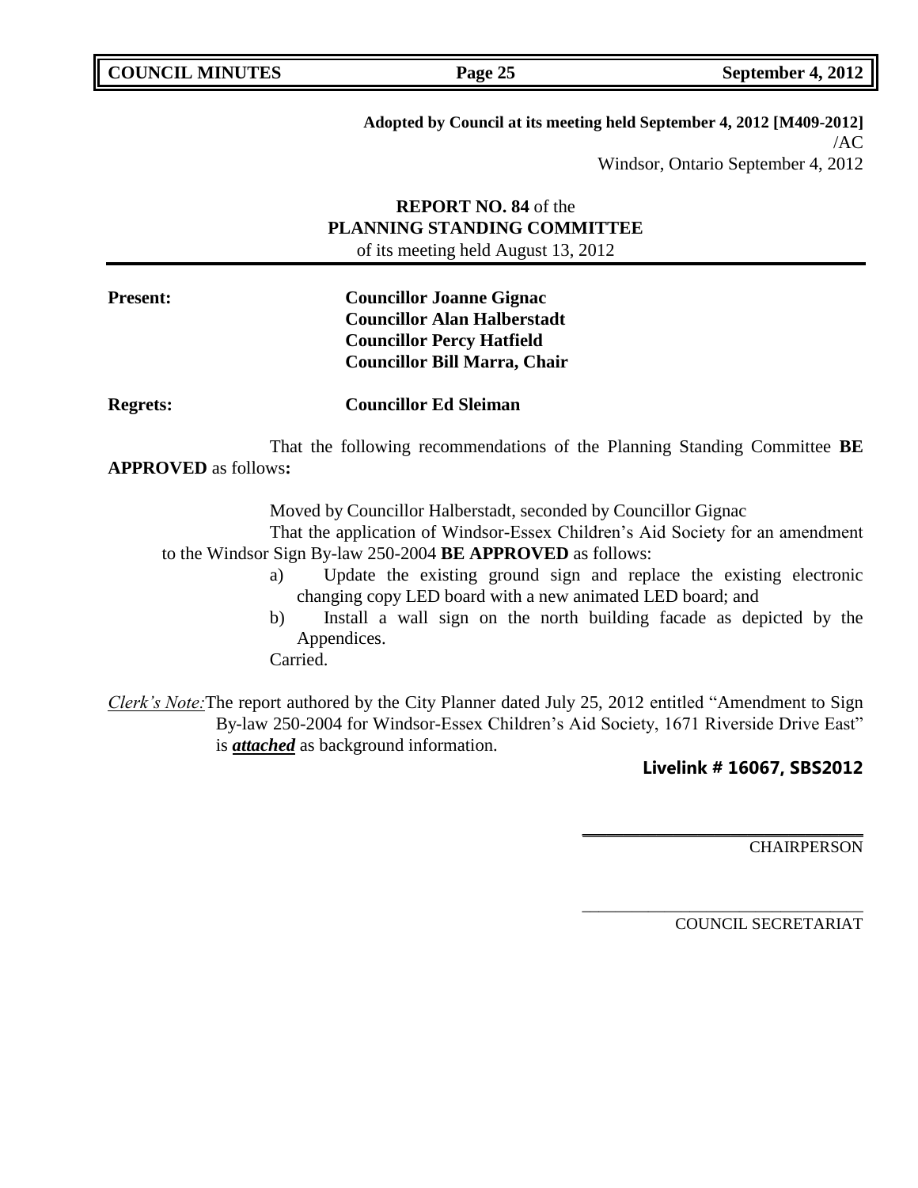**Adopted by Council at its meeting held September 4, 2012 [M409-2012]**
/AC
Windsor, Ontario September 4, 2012

**REPORT NO. 84** of the
**PLANNING STANDING COMMITTEE**
of its meeting held August 13, 2012

**Present:** **Councillor Joanne Gignac**
**Councillor Alan Halberstadt**
**Councillor Percy Hatfield**
**Councillor Bill Marra, Chair**

**Regrets:** **Councillor Ed Sleiman**

That the following recommendations of the Planning Standing Committee **BE APPROVED** as follows**:**

Moved by Councillor Halberstadt, seconded by Councillor Gignac

That the application of Windsor-Essex Children's Aid Society for an amendment to the Windsor Sign By-law 250-2004 **BE APPROVED** as follows:

a) Update the existing ground sign and replace the existing electronic changing copy LED board with a new animated LED board; and
b) Install a wall sign on the north building facade as depicted by the Appendices.

Carried.

*Clerk's Note:* The report authored by the City Planner dated July 25, 2012 entitled "Amendment to Sign By-law 250-2004 for Windsor-Essex Children's Aid Society, 1671 Riverside Drive East" is ***attached*** as background information.

**Livelink # 16067, SBS2012**

CHAIRPERSON

COUNCIL SECRETARIAT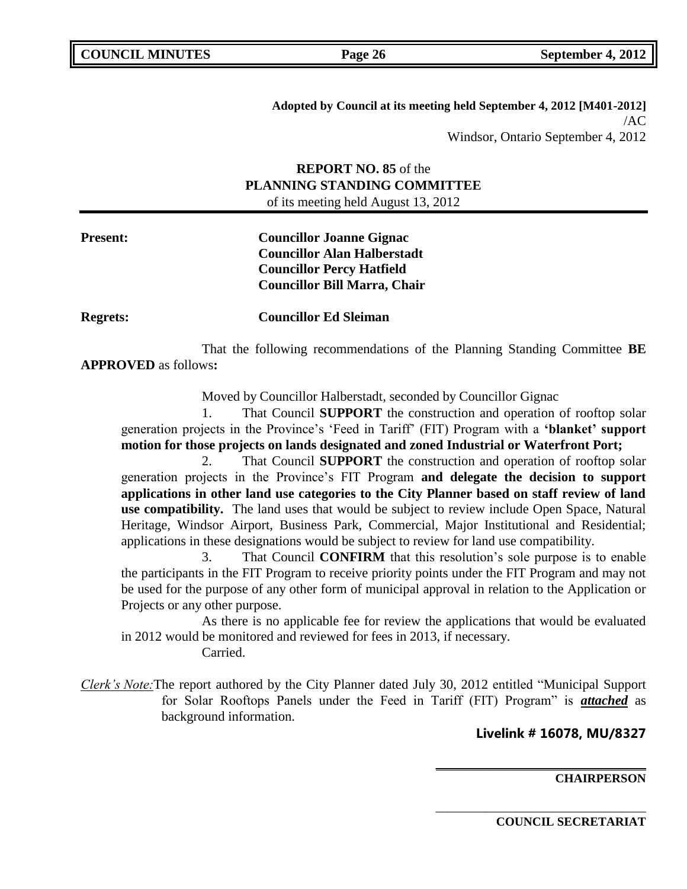**Adopted by Council at its meeting held September 4, 2012 [M401-2012]**
/AC
Windsor, Ontario September 4, 2012

**REPORT NO. 85** of the
**PLANNING STANDING COMMITTEE**
of its meeting held August 13, 2012

**Present:** **Councillor Joanne Gignac**
**Councillor Alan Halberstadt**
**Councillor Percy Hatfield**
**Councillor Bill Marra, Chair**

**Regrets:** **Councillor Ed Sleiman**

That the following recommendations of the Planning Standing Committee **BE APPROVED** as follows**:**

Moved by Councillor Halberstadt, seconded by Councillor Gignac

1. That Council **SUPPORT** the construction and operation of rooftop solar generation projects in the Province's 'Feed in Tariff' (FIT) Program with a **'blanket' support motion for those projects on lands designated and zoned Industrial or Waterfront Port;**

2. That Council **SUPPORT** the construction and operation of rooftop solar generation projects in the Province's FIT Program **and delegate the decision to support applications in other land use categories to the City Planner based on staff review of land use compatibility.** The land uses that would be subject to review include Open Space, Natural Heritage, Windsor Airport, Business Park, Commercial, Major Institutional and Residential; applications in these designations would be subject to review for land use compatibility.

3. That Council **CONFIRM** that this resolution's sole purpose is to enable the participants in the FIT Program to receive priority points under the FIT Program and may not be used for the purpose of any other form of municipal approval in relation to the Application or Projects or any other purpose.

As there is no applicable fee for review the applications that would be evaluated in 2012 would be monitored and reviewed for fees in 2013, if necessary.
Carried.

*Clerk's Note:* The report authored by the City Planner dated July 30, 2012 entitled "Municipal Support for Solar Rooftops Panels under the Feed in Tariff (FIT) Program" is ***attached*** as background information.

**Livelink # 16078, MU/8327**

**CHAIRPERSON**

**COUNCIL SECRETARIAT**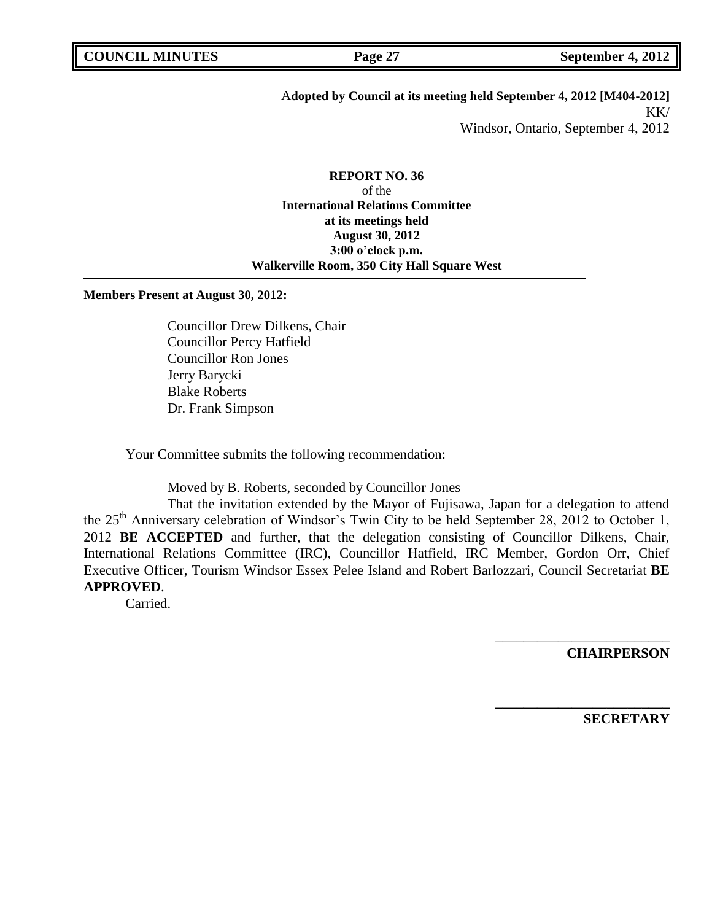**Adopted by Council at its meeting held September 4, 2012 [M404-2012]**
KK/
Windsor, Ontario, September 4, 2012

**REPORT NO. 36**
of the
**International Relations Committee**
**at its meetings held**
**August 30, 2012**
**3:00 o'clock p.m.**
**Walkerville Room, 350 City Hall Square West**

---

**Members Present at August 30, 2012:**

Councillor Drew Dilkens, Chair
Councillor Percy Hatfield
Councillor Ron Jones
Jerry Barycki
Blake Roberts
Dr. Frank Simpson

Your Committee submits the following recommendation:

Moved by B. Roberts, seconded by Councillor Jones

That the invitation extended by the Mayor of Fujisawa, Japan for a delegation to attend the 25th Anniversary celebration of Windsor's Twin City to be held September 28, 2012 to October 1, 2012 **BE ACCEPTED** and further, that the delegation consisting of Councillor Dilkens, Chair, International Relations Committee (IRC), Councillor Hatfield, IRC Member, Gordon Orr, Chief Executive Officer, Tourism Windsor Essex Pelee Island and Robert Barlozzari, Council Secretariat **BE APPROVED**.

Carried.

\_\_\_\_\_\_\_\_\_\_\_\_\_\_\_\_\_\_\_\_\_\_\_\_\_\_
**CHAIRPERSON**

\_\_\_\_\_\_\_\_\_\_\_\_\_\_\_\_\_\_\_\_\_\_\_\_\_\_
**SECRETARY**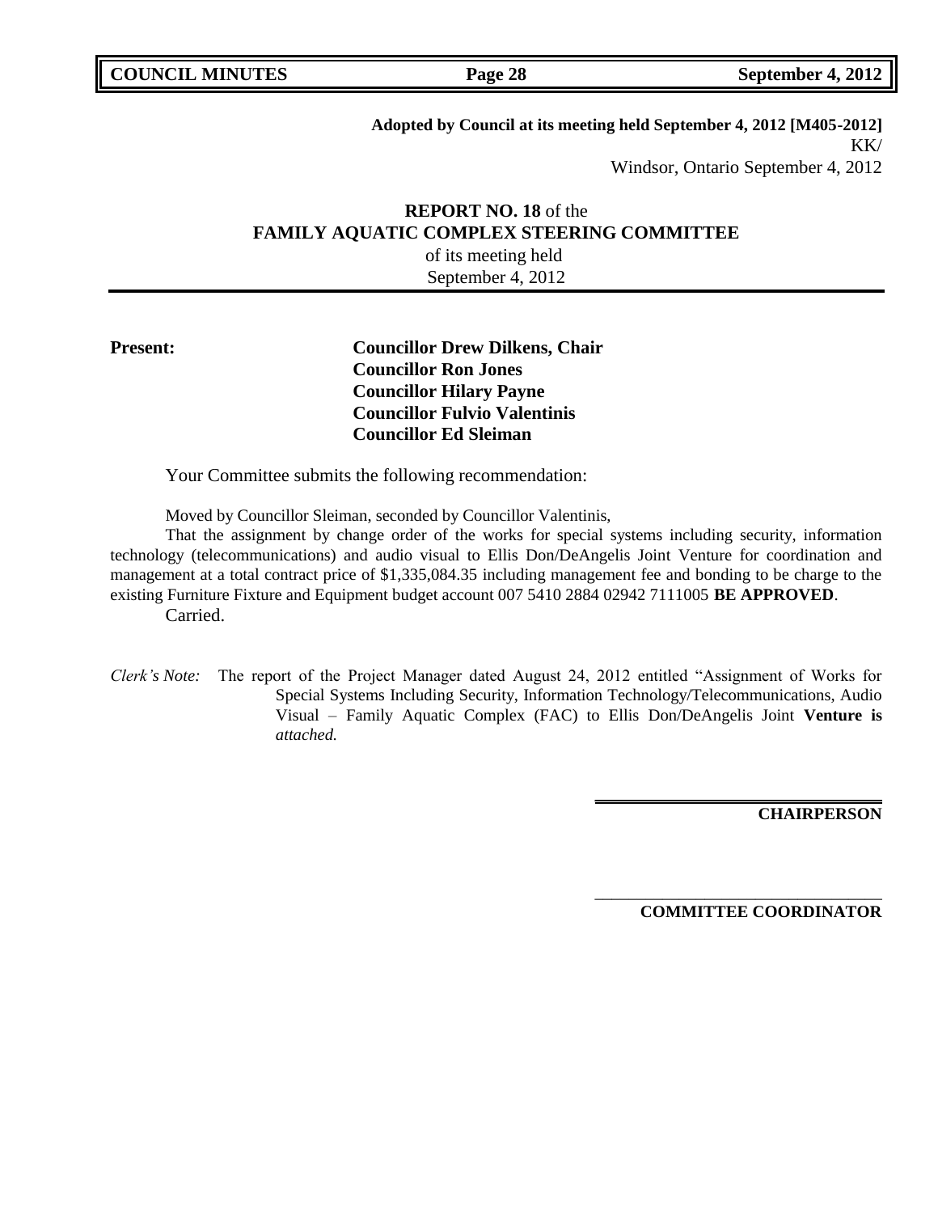**Adopted by Council at its meeting held September 4, 2012 [M405-2012]**
KK/
Windsor, Ontario September 4, 2012

**REPORT NO. 18** of the
**FAMILY AQUATIC COMPLEX STEERING COMMITTEE**
of its meeting held
September 4, 2012

**Present:**

**Councillor Drew Dilkens, Chair**
**Councillor Ron Jones**
**Councillor Hilary Payne**
**Councillor Fulvio Valentinis**
**Councillor Ed Sleiman**

Your Committee submits the following recommendation:

Moved by Councillor Sleiman, seconded by Councillor Valentinis,

That the assignment by change order of the works for special systems including security, information technology (telecommunications) and audio visual to Ellis Don/DeAngelis Joint Venture for coordination and management at a total contract price of $1,335,084.35 including management fee and bonding to be charge to the existing Furniture Fixture and Equipment budget account 007 5410 2884 02942 7111005 **BE APPROVED**.

Carried.

*Clerk's Note:* The report of the Project Manager dated August 24, 2012 entitled "Assignment of Works for Special Systems Including Security, Information Technology/Telecommunications, Audio Visual – Family Aquatic Complex (FAC) to Ellis Don/DeAngelis Joint **Venture is** *attached.*

**CHAIRPERSON**

**COMMITTEE COORDINATOR**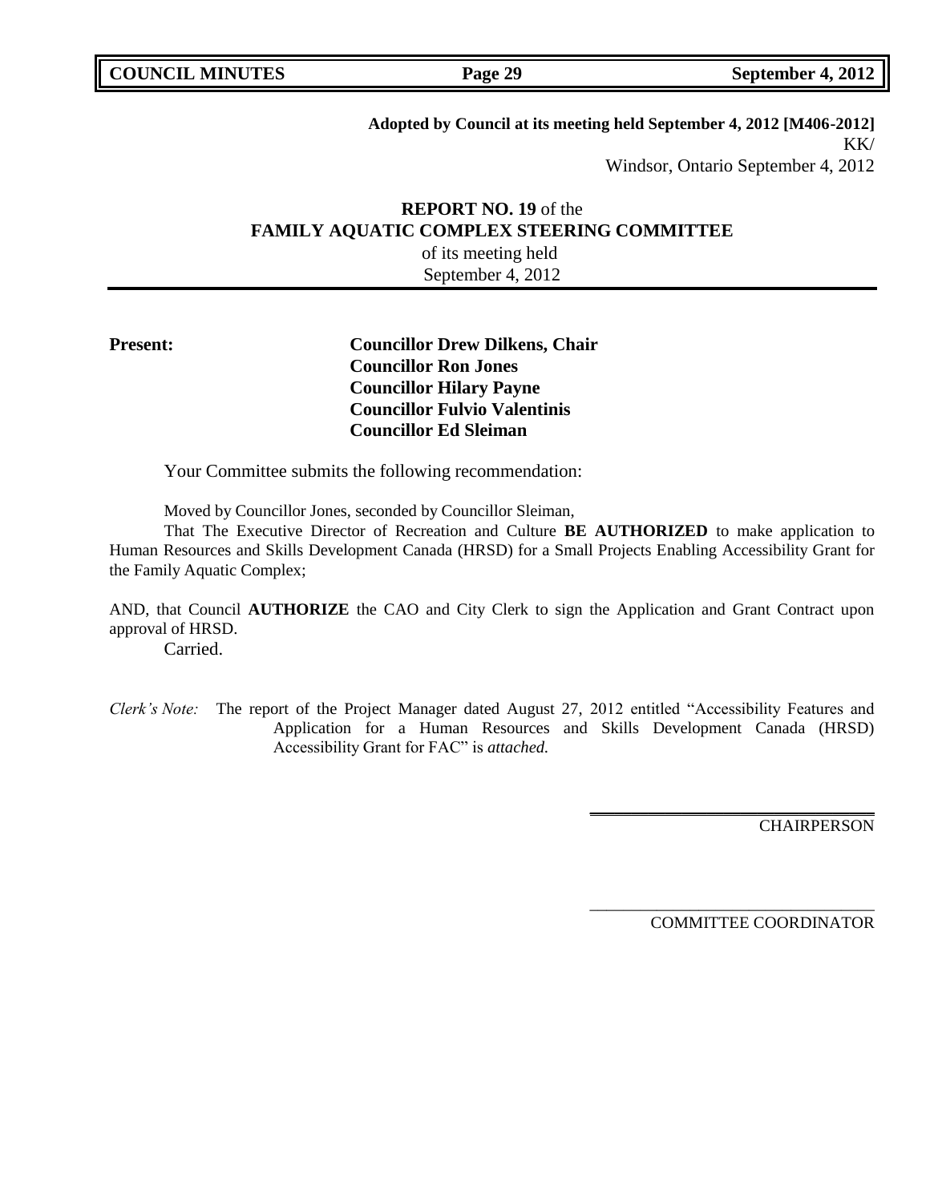**Adopted by Council at its meeting held September 4, 2012 [M406-2012]**
KK/
Windsor, Ontario September 4, 2012

**REPORT NO. 19** of the
**FAMILY AQUATIC COMPLEX STEERING COMMITTEE**
of its meeting held
September 4, 2012

**Present:** **Councillor Drew Dilkens, Chair**
**Councillor Ron Jones**
**Councillor Hilary Payne**
**Councillor Fulvio Valentinis**
**Councillor Ed Sleiman**

Your Committee submits the following recommendation:

Moved by Councillor Jones, seconded by Councillor Sleiman,

That The Executive Director of Recreation and Culture **BE AUTHORIZED** to make application to Human Resources and Skills Development Canada (HRSD) for a Small Projects Enabling Accessibility Grant for the Family Aquatic Complex;

AND, that Council **AUTHORIZE** the CAO and City Clerk to sign the Application and Grant Contract upon approval of HRSD.

Carried.

*Clerk's Note:* The report of the Project Manager dated August 27, 2012 entitled "Accessibility Features and Application for a Human Resources and Skills Development Canada (HRSD) Accessibility Grant for FAC" is *attached.*

CHAIRPERSON

COMMITTEE COORDINATOR